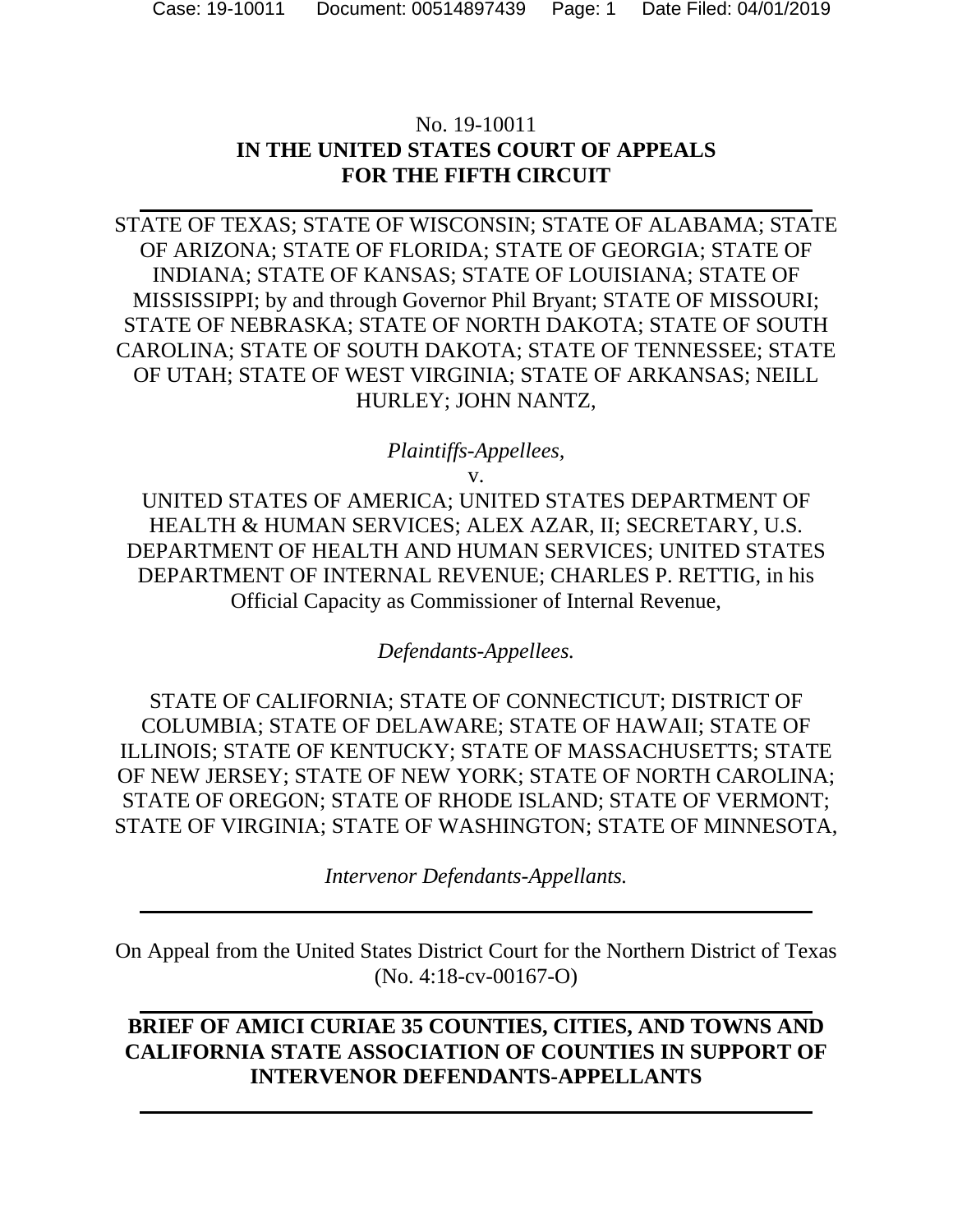No. 19-10011

**IN THE UNITED STATES COURT OF APPEALS**
**FOR THE FIFTH CIRCUIT**

---

STATE OF TEXAS; STATE OF WISCONSIN; STATE OF ALABAMA; STATE OF ARIZONA; STATE OF FLORIDA; STATE OF GEORGIA; STATE OF INDIANA; STATE OF KANSAS; STATE OF LOUISIANA; STATE OF MISSISSIPPI; by and through Governor Phil Bryant; STATE OF MISSOURI; STATE OF NEBRASKA; STATE OF NORTH DAKOTA; STATE OF SOUTH CAROLINA; STATE OF SOUTH DAKOTA; STATE OF TENNESSEE; STATE OF UTAH; STATE OF WEST VIRGINIA; STATE OF ARKANSAS; NEILL HURLEY; JOHN NANTZ,

*Plaintiffs-Appellees,*

v.

UNITED STATES OF AMERICA; UNITED STATES DEPARTMENT OF HEALTH & HUMAN SERVICES; ALEX AZAR, II; SECRETARY, U.S. DEPARTMENT OF HEALTH AND HUMAN SERVICES; UNITED STATES DEPARTMENT OF INTERNAL REVENUE; CHARLES P. RETTIG, in his Official Capacity as Commissioner of Internal Revenue,

*Defendants-Appellees.*

STATE OF CALIFORNIA; STATE OF CONNECTICUT; DISTRICT OF COLUMBIA; STATE OF DELAWARE; STATE OF HAWAII; STATE OF ILLINOIS; STATE OF KENTUCKY; STATE OF MASSACHUSETTS; STATE OF NEW JERSEY; STATE OF NEW YORK; STATE OF NORTH CAROLINA; STATE OF OREGON; STATE OF RHODE ISLAND; STATE OF VERMONT; STATE OF VIRGINIA; STATE OF WASHINGTON; STATE OF MINNESOTA,

*Intervenor Defendants-Appellants.*

---

On Appeal from the United States District Court for the Northern District of Texas (No. 4:18-cv-00167-O)

---

**BRIEF OF AMICI CURIAE 35 COUNTIES, CITIES, AND TOWNS AND CALIFORNIA STATE ASSOCIATION OF COUNTIES IN SUPPORT OF INTERVENOR DEFENDANTS-APPELLANTS**

---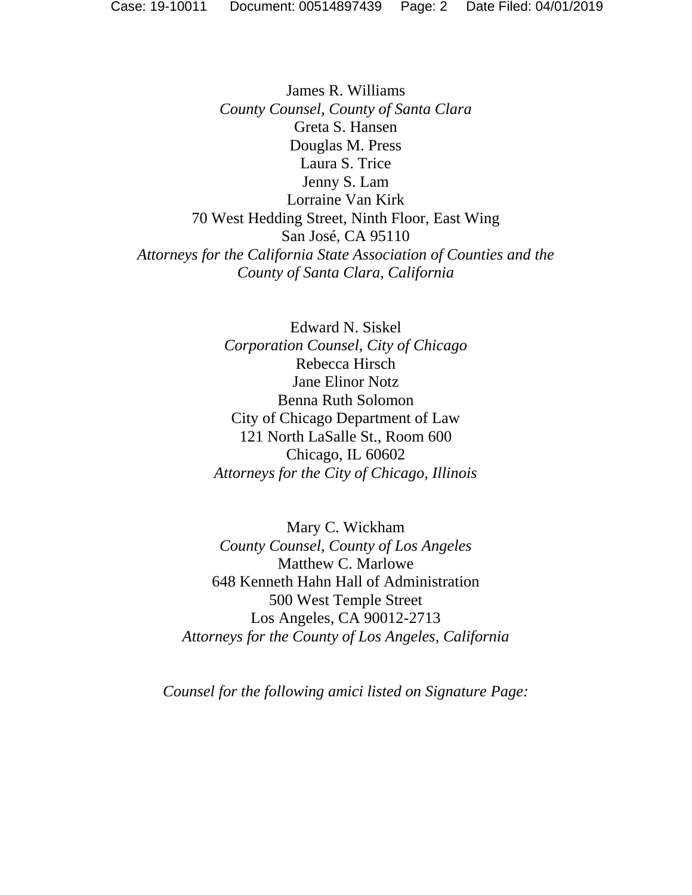James R. Williams
*County Counsel, County of Santa Clara*
Greta S. Hansen
Douglas M. Press
Laura S. Trice
Jenny S. Lam
Lorraine Van Kirk
70 West Hedding Street, Ninth Floor, East Wing
San José, CA 95110
*Attorneys for the California State Association of Counties and the County of Santa Clara, California*

Edward N. Siskel
*Corporation Counsel, City of Chicago*
Rebecca Hirsch
Jane Elinor Notz
Benna Ruth Solomon
City of Chicago Department of Law
121 North LaSalle St., Room 600
Chicago, IL 60602
*Attorneys for the City of Chicago, Illinois*

Mary C. Wickham
*County Counsel, County of Los Angeles*
Matthew C. Marlowe
648 Kenneth Hahn Hall of Administration
500 West Temple Street
Los Angeles, CA 90012-2713
*Attorneys for the County of Los Angeles, California*

*Counsel for the following amici listed on Signature Page:*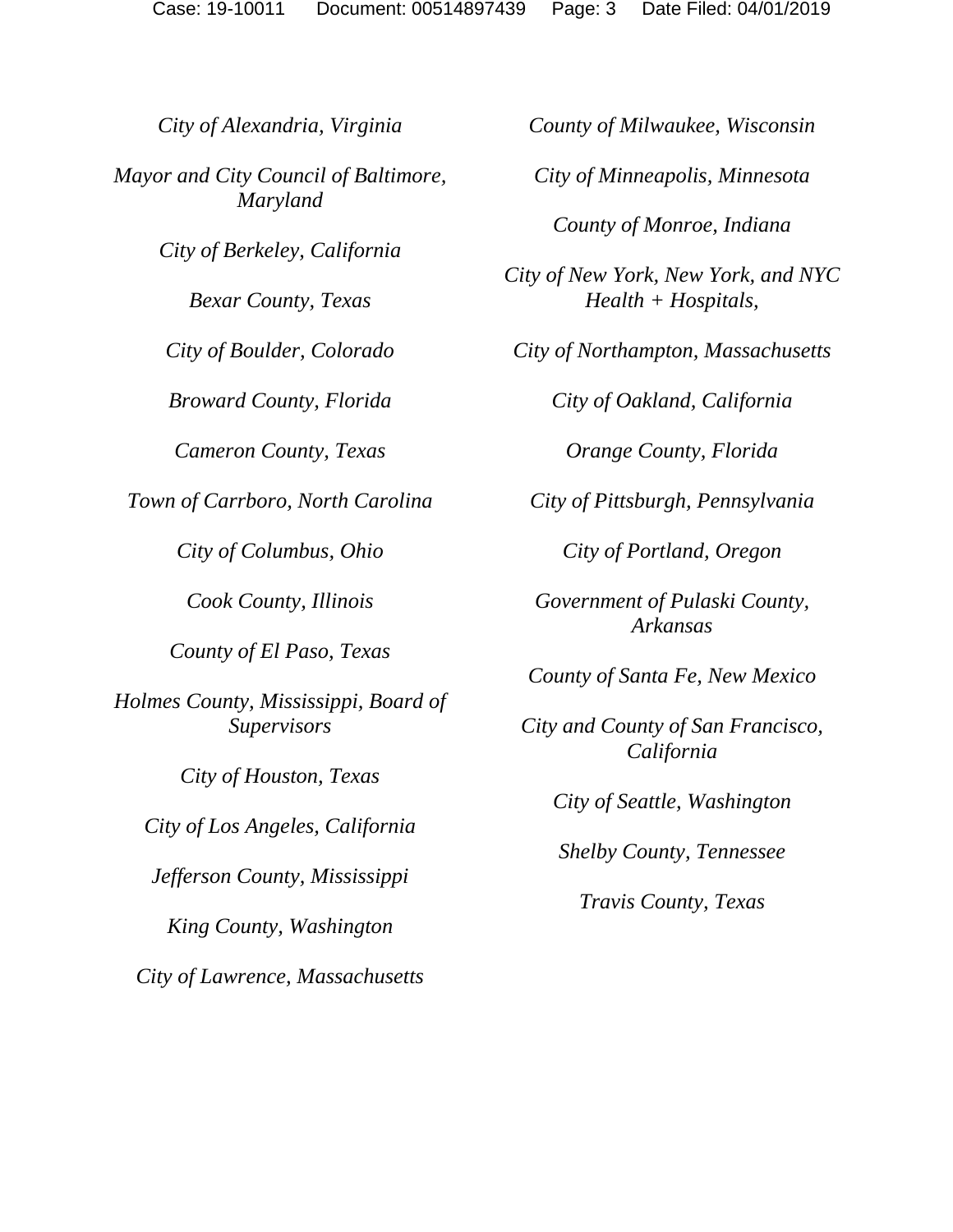*City of Alexandria, Virginia*

*Mayor and City Council of Baltimore, Maryland*

*City of Berkeley, California*

*Bexar County, Texas*

*City of Boulder, Colorado*

*Broward County, Florida*

*Cameron County, Texas*

*Town of Carrboro, North Carolina*

*City of Columbus, Ohio*

*Cook County, Illinois*

*County of El Paso, Texas*

*Holmes County, Mississippi, Board of Supervisors*

*City of Houston, Texas*

*City of Los Angeles, California*

*Jefferson County, Mississippi*

*King County, Washington*

*City of Lawrence, Massachusetts*

*County of Milwaukee, Wisconsin*

*City of Minneapolis, Minnesota*

*County of Monroe, Indiana*

*City of New York, New York, and NYC Health + Hospitals,*

*City of Northampton, Massachusetts*

*City of Oakland, California*

*Orange County, Florida*

*City of Pittsburgh, Pennsylvania*

*City of Portland, Oregon*

*Government of Pulaski County, Arkansas*

*County of Santa Fe, New Mexico*

*City and County of San Francisco, California*

*City of Seattle, Washington*

*Shelby County, Tennessee*

*Travis County, Texas*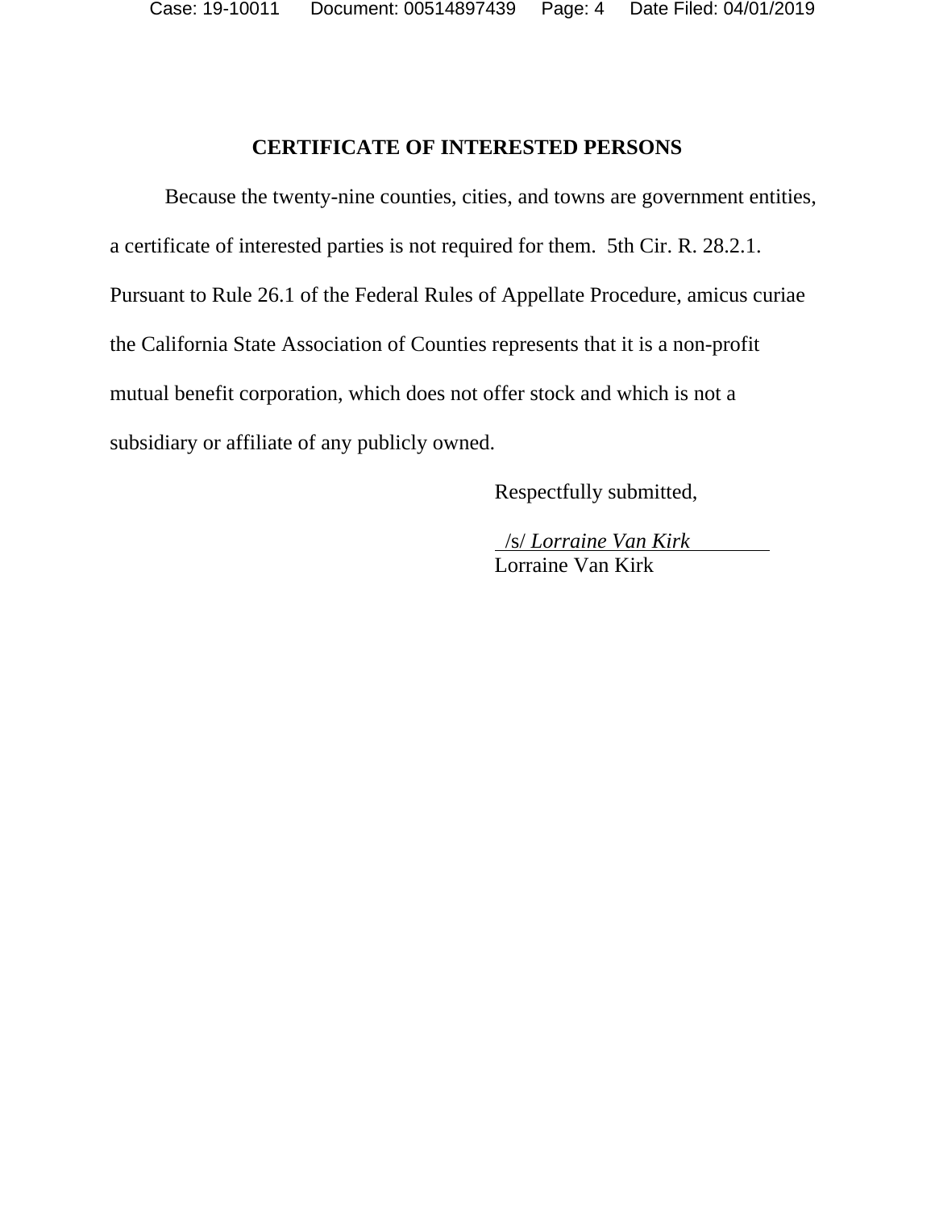## CERTIFICATE OF INTERESTED PERSONS

Because the twenty-nine counties, cities, and towns are government entities, a certificate of interested parties is not required for them. 5th Cir. R. 28.2.1. Pursuant to Rule 26.1 of the Federal Rules of Appellate Procedure, amicus curiae the California State Association of Counties represents that it is a non-profit mutual benefit corporation, which does not offer stock and which is not a subsidiary or affiliate of any publicly owned.

Respectfully submitted,

/s/ *Lorraine Van Kirk*
Lorraine Van Kirk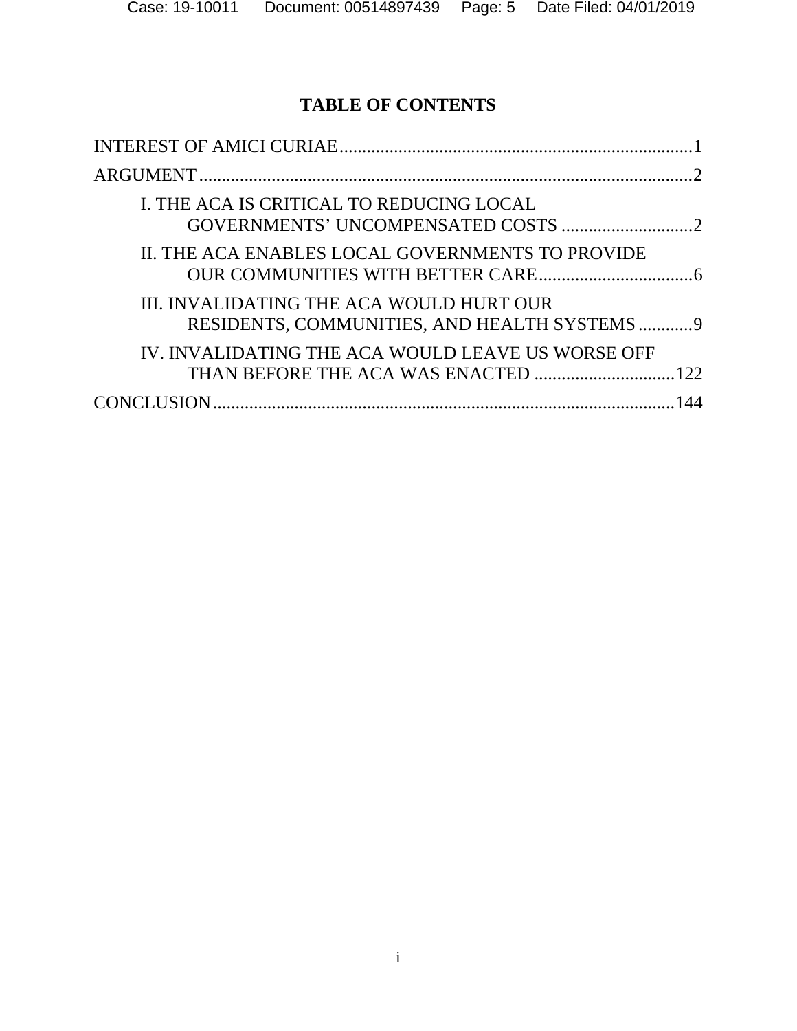# TABLE OF CONTENTS

INTEREST OF AMICI CURIAE ........................................................................... 1

ARGUMENT ........................................................................................................ 2

I. THE ACA IS CRITICAL TO REDUCING LOCAL GOVERNMENTS' UNCOMPENSATED COSTS ............................. 2

II. THE ACA ENABLES LOCAL GOVERNMENTS TO PROVIDE OUR COMMUNITIES WITH BETTER CARE .................................. 6

III. INVALIDATING THE ACA WOULD HURT OUR RESIDENTS, COMMUNITIES, AND HEALTH SYSTEMS ............ 9

IV. INVALIDATING THE ACA WOULD LEAVE US WORSE OFF THAN BEFORE THE ACA WAS ENACTED ............................... 122

CONCLUSION ................................................................................................... 144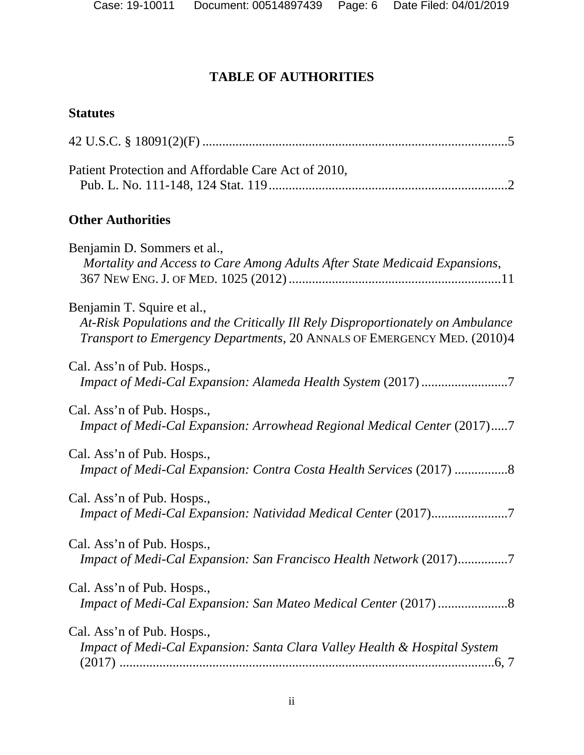# TABLE OF AUTHORITIES

## Statutes

42 U.S.C. § 18091(2)(F) ............................................................................................5

Patient Protection and Affordable Care Act of 2010,
Pub. L. No. 111-148, 124 Stat. 119 .......................................................................2

## Other Authorities

Benjamin D. Sommers et al.,
*Mortality and Access to Care Among Adults After State Medicaid Expansions*,
367 NEW ENG. J. OF MED. 1025 (2012) ................................................................11

Benjamin T. Squire et al.,
*At-Risk Populations and the Critically Ill Rely Disproportionately on Ambulance Transport to Emergency Departments*, 20 ANNALS OF EMERGENCY MED. (2010)4

Cal. Ass'n of Pub. Hosps.,
*Impact of Medi-Cal Expansion: Alameda Health System* (2017) ..........................7

Cal. Ass'n of Pub. Hosps.,
*Impact of Medi-Cal Expansion: Arrowhead Regional Medical Center* (2017).....7

Cal. Ass'n of Pub. Hosps.,
*Impact of Medi-Cal Expansion: Contra Costa Health Services* (2017) ................8

Cal. Ass'n of Pub. Hosps.,
*Impact of Medi-Cal Expansion: Natividad Medical Center* (2017).......................7

Cal. Ass'n of Pub. Hosps.,
*Impact of Medi-Cal Expansion: San Francisco Health Network* (2017)...............7

Cal. Ass'n of Pub. Hosps.,
*Impact of Medi-Cal Expansion: San Mateo Medical Center* (2017) .....................8

Cal. Ass'n of Pub. Hosps.,
*Impact of Medi-Cal Expansion: Santa Clara Valley Health & Hospital System* (2017) ..................................................................................................6, 7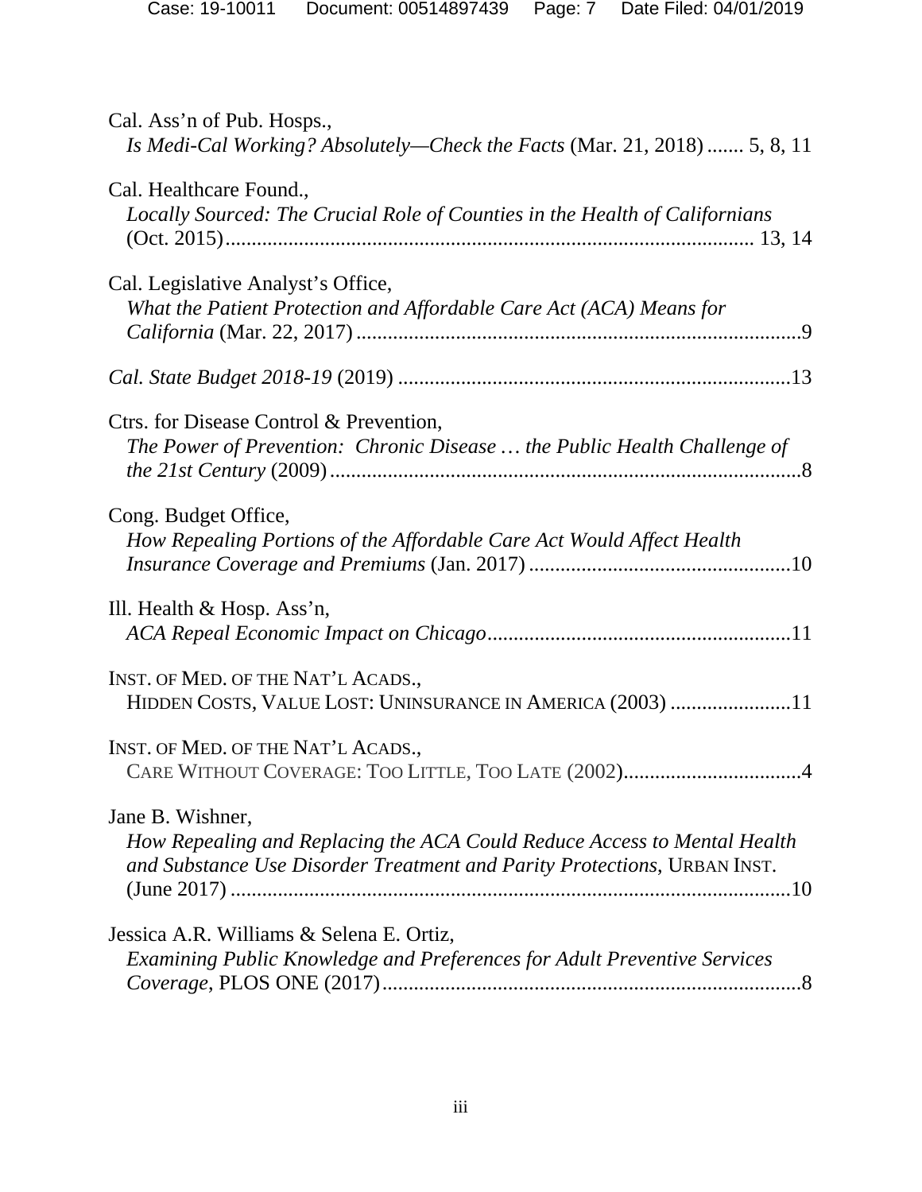Cal. Ass'n of Pub. Hosps.,
*Is Medi-Cal Working? Absolutely—Check the Facts* (Mar. 21, 2018) ....... 5, 8, 11

Cal. Healthcare Found.,
*Locally Sourced: The Crucial Role of Counties in the Health of Californians* (Oct. 2015)....................................................................................................... 13, 14

Cal. Legislative Analyst's Office,
*What the Patient Protection and Affordable Care Act (ACA) Means for California* (Mar. 22, 2017) .....................................................................................9

*Cal. State Budget 2018-19* (2019) ...........................................................................13

Ctrs. for Disease Control & Prevention,
*The Power of Prevention: Chronic Disease … the Public Health Challenge of the 21st Century* (2009)..........................................................................................8

Cong. Budget Office,
*How Repealing Portions of the Affordable Care Act Would Affect Health Insurance Coverage and Premiums* (Jan. 2017) ..................................................10

Ill. Health & Hosp. Ass'n,
*ACA Repeal Economic Impact on Chicago*..........................................................11

INST. OF MED. OF THE NAT'L ACADS.,
HIDDEN COSTS, VALUE LOST: UNINSURANCE IN AMERICA (2003) .......................11

INST. OF MED. OF THE NAT'L ACADS.,
CARE WITHOUT COVERAGE: TOO LITTLE, TOO LATE (2002)..................................4

Jane B. Wishner,
*How Repealing and Replacing the ACA Could Reduce Access to Mental Health and Substance Use Disorder Treatment and Parity Protections*, URBAN INST. (June 2017) ............................................................................................................10

Jessica A.R. Williams & Selena E. Ortiz,
*Examining Public Knowledge and Preferences for Adult Preventive Services Coverage*, PLOS ONE (2017).................................................................................8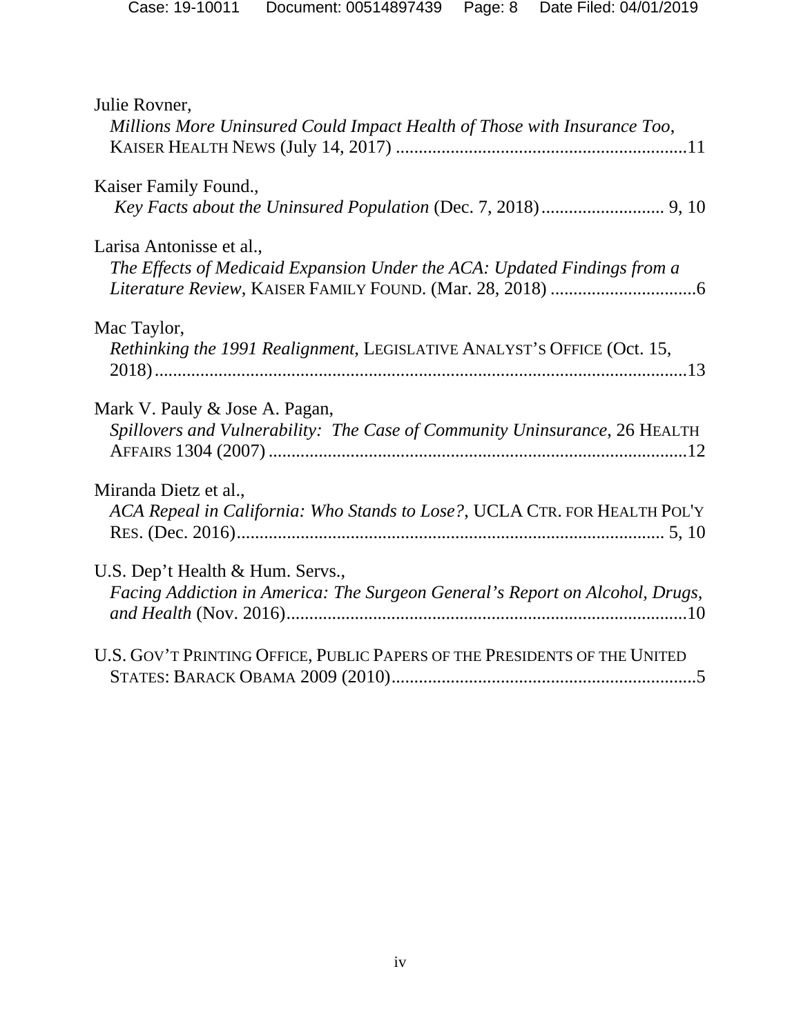Julie Rovner,
*Millions More Uninsured Could Impact Health of Those with Insurance Too*, KAISER HEALTH NEWS (July 14, 2017) ................................................................11

Kaiser Family Found.,
*Key Facts about the Uninsured Population* (Dec. 7, 2018)........................... 9, 10

Larisa Antonisse et al.,
*The Effects of Medicaid Expansion Under the ACA: Updated Findings from a Literature Review*, KAISER FAMILY FOUND. (Mar. 28, 2018) ................................6

Mac Taylor,
*Rethinking the 1991 Realignment*, LEGISLATIVE ANALYST'S OFFICE (Oct. 15, 2018)....................................................................................................................13

Mark V. Pauly & Jose A. Pagan,
*Spillovers and Vulnerability: The Case of Community Uninsurance*, 26 HEALTH AFFAIRS 1304 (2007)............................................................................................12

Miranda Dietz et al.,
*ACA Repeal in California: Who Stands to Lose?*, UCLA CTR. FOR HEALTH POL'Y RES. (Dec. 2016)............................................................................................ 5, 10

U.S. Dep't Health & Hum. Servs.,
*Facing Addiction in America: The Surgeon General's Report on Alcohol, Drugs, and Health* (Nov. 2016)........................................................................................10

U.S. GOV'T PRINTING OFFICE, PUBLIC PAPERS OF THE PRESIDENTS OF THE UNITED STATES: BARACK OBAMA 2009 (2010)..................................................................5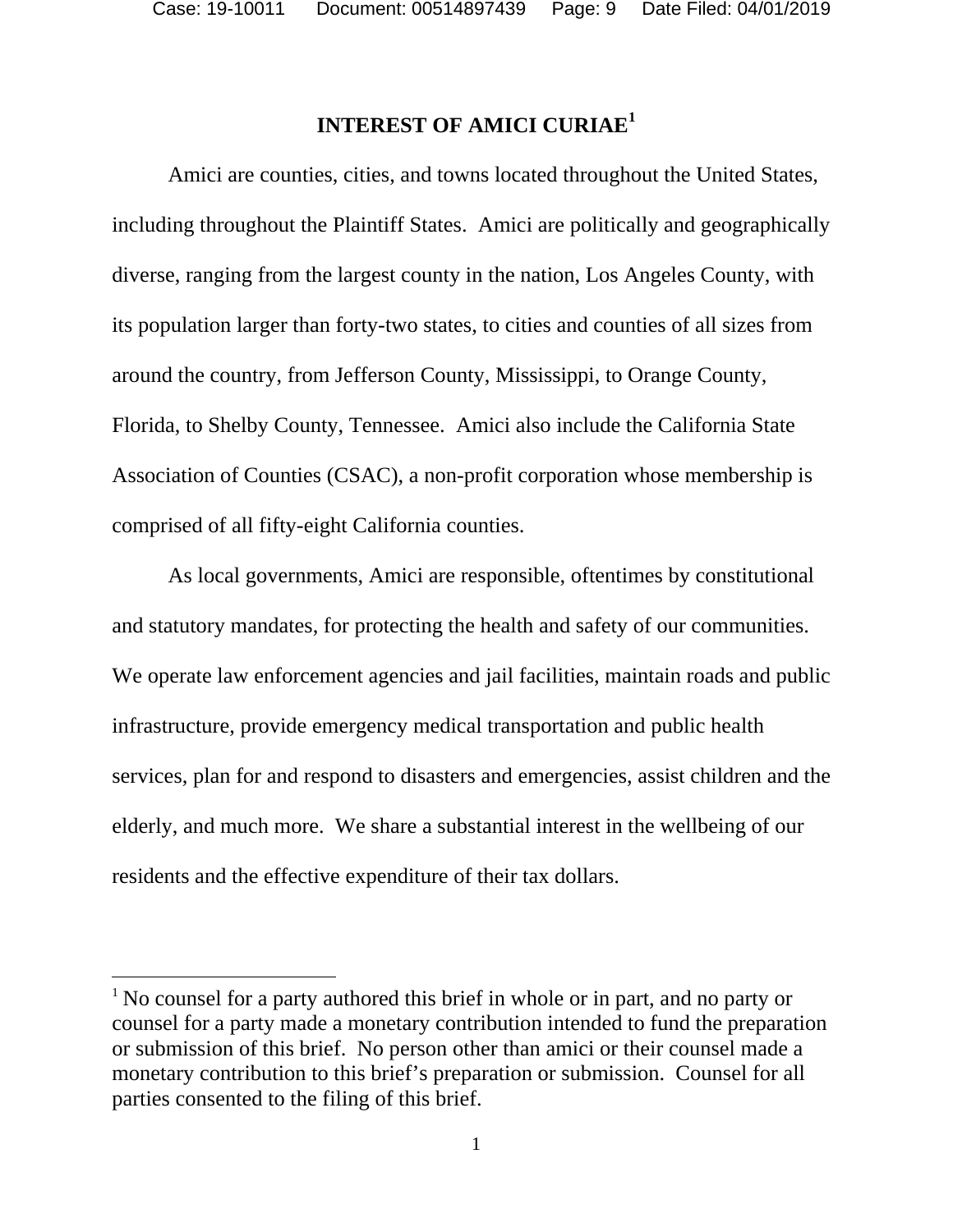## INTEREST OF AMICI CURIAE[1]

Amici are counties, cities, and towns located throughout the United States, including throughout the Plaintiff States. Amici are politically and geographically diverse, ranging from the largest county in the nation, Los Angeles County, with its population larger than forty-two states, to cities and counties of all sizes from around the country, from Jefferson County, Mississippi, to Orange County, Florida, to Shelby County, Tennessee. Amici also include the California State Association of Counties (CSAC), a non-profit corporation whose membership is comprised of all fifty-eight California counties.

As local governments, Amici are responsible, oftentimes by constitutional and statutory mandates, for protecting the health and safety of our communities. We operate law enforcement agencies and jail facilities, maintain roads and public infrastructure, provide emergency medical transportation and public health services, plan for and respond to disasters and emergencies, assist children and the elderly, and much more. We share a substantial interest in the wellbeing of our residents and the effective expenditure of their tax dollars.

---

[1] No counsel for a party authored this brief in whole or in part, and no party or counsel for a party made a monetary contribution intended to fund the preparation or submission of this brief. No person other than amici or their counsel made a monetary contribution to this brief's preparation or submission. Counsel for all parties consented to the filing of this brief.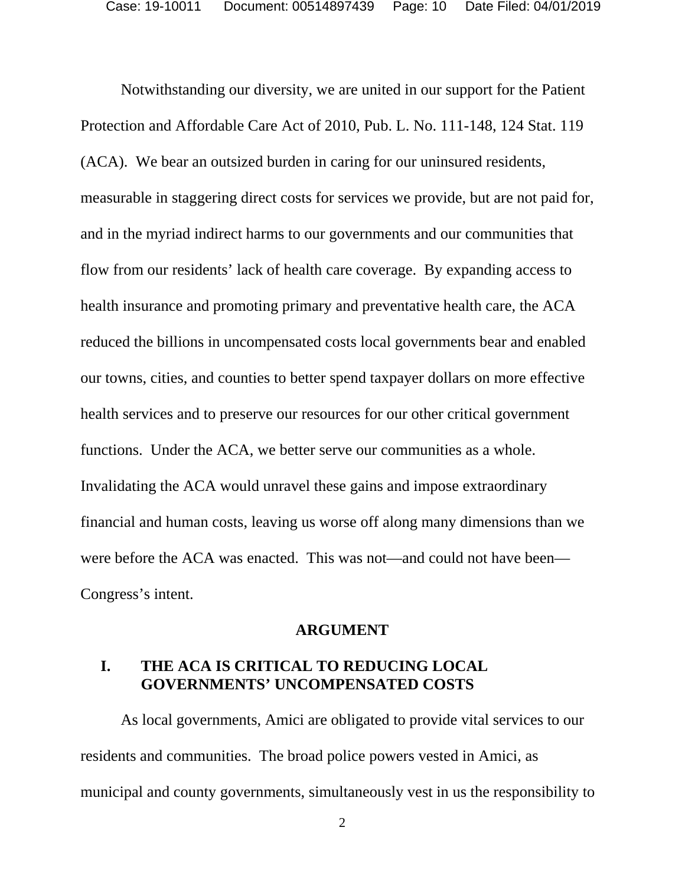Notwithstanding our diversity, we are united in our support for the Patient Protection and Affordable Care Act of 2010, Pub. L. No. 111-148, 124 Stat. 119 (ACA). We bear an outsized burden in caring for our uninsured residents, measurable in staggering direct costs for services we provide, but are not paid for, and in the myriad indirect harms to our governments and our communities that flow from our residents' lack of health care coverage. By expanding access to health insurance and promoting primary and preventative health care, the ACA reduced the billions in uncompensated costs local governments bear and enabled our towns, cities, and counties to better spend taxpayer dollars on more effective health services and to preserve our resources for our other critical government functions. Under the ACA, we better serve our communities as a whole. Invalidating the ACA would unravel these gains and impose extraordinary financial and human costs, leaving us worse off along many dimensions than we were before the ACA was enacted. This was not—and could not have been—Congress's intent.

## ARGUMENT

### I. THE ACA IS CRITICAL TO REDUCING LOCAL GOVERNMENTS' UNCOMPENSATED COSTS

As local governments, Amici are obligated to provide vital services to our residents and communities. The broad police powers vested in Amici, as municipal and county governments, simultaneously vest in us the responsibility to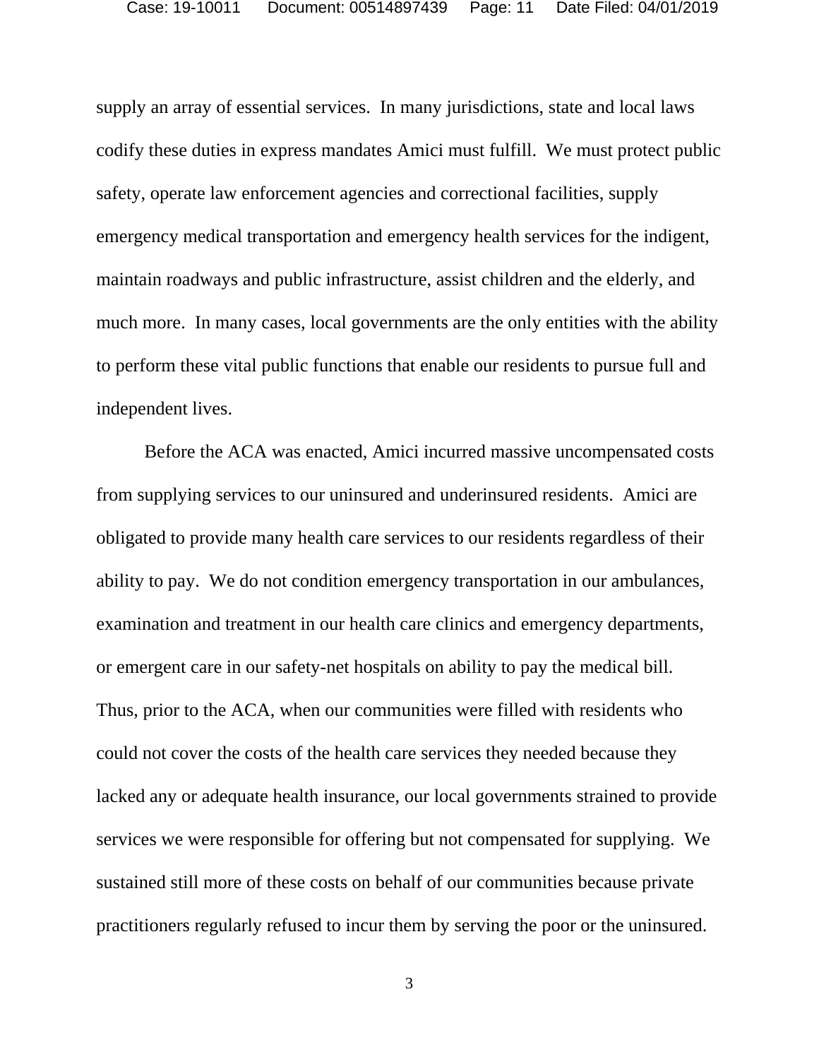supply an array of essential services. In many jurisdictions, state and local laws codify these duties in express mandates Amici must fulfill. We must protect public safety, operate law enforcement agencies and correctional facilities, supply emergency medical transportation and emergency health services for the indigent, maintain roadways and public infrastructure, assist children and the elderly, and much more. In many cases, local governments are the only entities with the ability to perform these vital public functions that enable our residents to pursue full and independent lives.

Before the ACA was enacted, Amici incurred massive uncompensated costs from supplying services to our uninsured and underinsured residents. Amici are obligated to provide many health care services to our residents regardless of their ability to pay. We do not condition emergency transportation in our ambulances, examination and treatment in our health care clinics and emergency departments, or emergent care in our safety-net hospitals on ability to pay the medical bill. Thus, prior to the ACA, when our communities were filled with residents who could not cover the costs of the health care services they needed because they lacked any or adequate health insurance, our local governments strained to provide services we were responsible for offering but not compensated for supplying. We sustained still more of these costs on behalf of our communities because private practitioners regularly refused to incur them by serving the poor or the uninsured.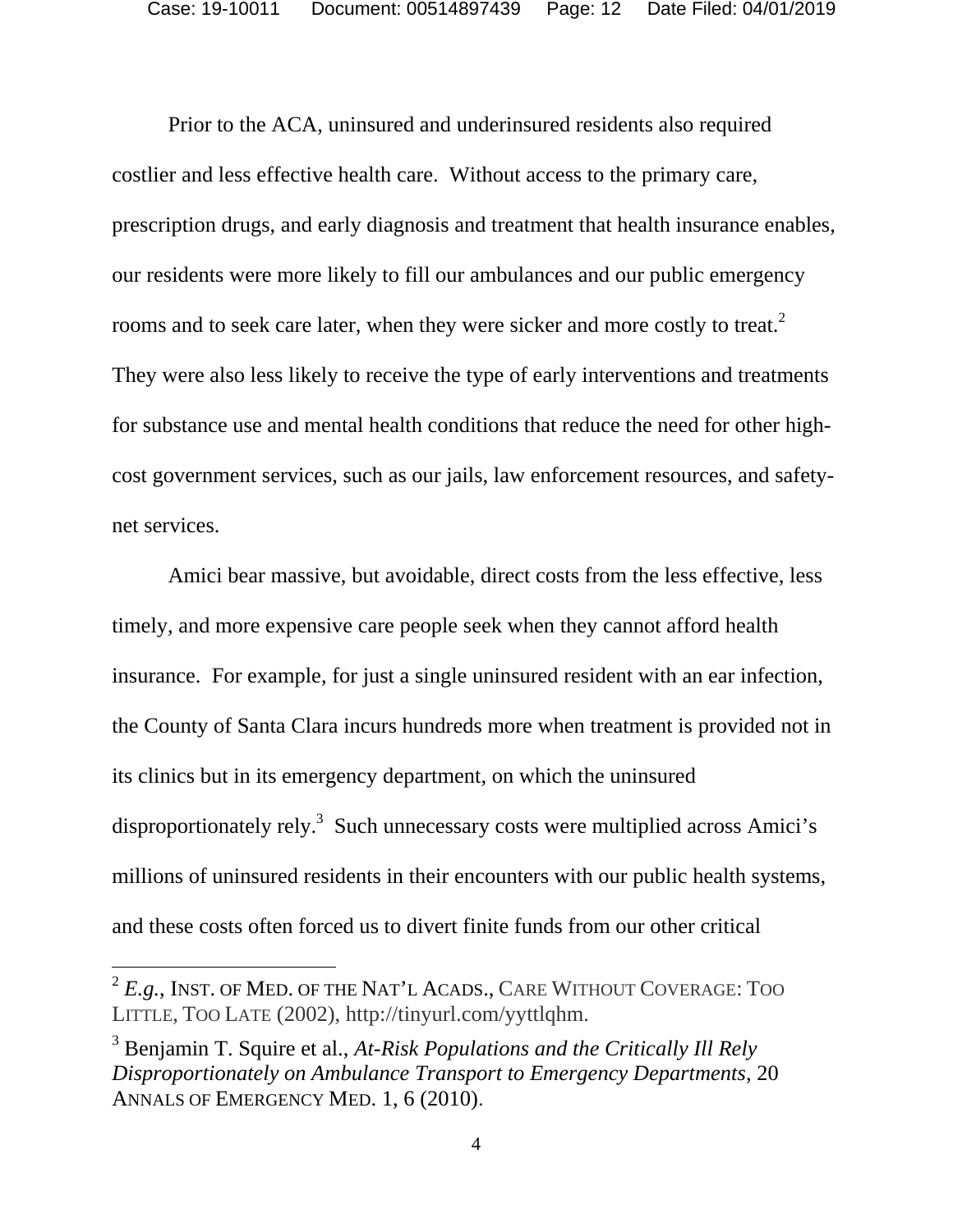Prior to the ACA, uninsured and underinsured residents also required costlier and less effective health care. Without access to the primary care, prescription drugs, and early diagnosis and treatment that health insurance enables, our residents were more likely to fill our ambulances and our public emergency rooms and to seek care later, when they were sicker and more costly to treat.[2] They were also less likely to receive the type of early interventions and treatments for substance use and mental health conditions that reduce the need for other high-cost government services, such as our jails, law enforcement resources, and safety-net services.

Amici bear massive, but avoidable, direct costs from the less effective, less timely, and more expensive care people seek when they cannot afford health insurance. For example, for just a single uninsured resident with an ear infection, the County of Santa Clara incurs hundreds more when treatment is provided not in its clinics but in its emergency department, on which the uninsured disproportionately rely.[3] Such unnecessary costs were multiplied across Amici's millions of uninsured residents in their encounters with our public health systems, and these costs often forced us to divert finite funds from our other critical

---

[2] *E.g.*, INST. OF MED. OF THE NAT'L ACADS., CARE WITHOUT COVERAGE: TOO LITTLE, TOO LATE (2002), http://tinyurl.com/yyttlqhm.

[3] Benjamin T. Squire et al., *At-Risk Populations and the Critically Ill Rely Disproportionately on Ambulance Transport to Emergency Departments*, 20 ANNALS OF EMERGENCY MED. 1, 6 (2010).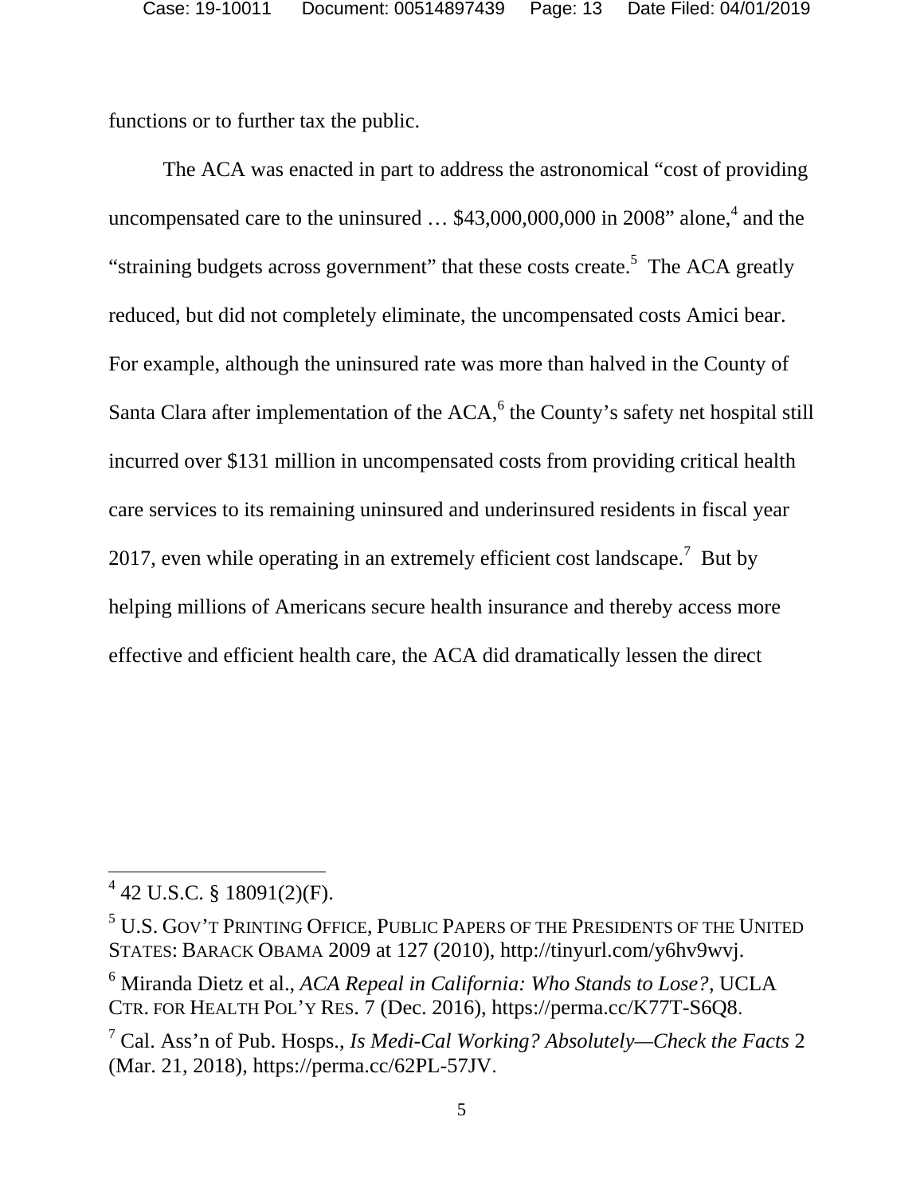functions or to further tax the public.

The ACA was enacted in part to address the astronomical "cost of providing uncompensated care to the uninsured … $43,000,000,000 in 2008" alone,[4] and the "straining budgets across government" that these costs create.[5] The ACA greatly reduced, but did not completely eliminate, the uncompensated costs Amici bear. For example, although the uninsured rate was more than halved in the County of Santa Clara after implementation of the ACA,[6] the County's safety net hospital still incurred over $131 million in uncompensated costs from providing critical health care services to its remaining uninsured and underinsured residents in fiscal year 2017, even while operating in an extremely efficient cost landscape.[7] But by helping millions of Americans secure health insurance and thereby access more effective and efficient health care, the ACA did dramatically lessen the direct

---

[4] 42 U.S.C. § 18091(2)(F).

[5] U.S. GOV'T PRINTING OFFICE, PUBLIC PAPERS OF THE PRESIDENTS OF THE UNITED STATES: BARACK OBAMA 2009 at 127 (2010), http://tinyurl.com/y6hv9wvj.

[6] Miranda Dietz et al., *ACA Repeal in California: Who Stands to Lose?*, UCLA CTR. FOR HEALTH POL'Y RES. 7 (Dec. 2016), https://perma.cc/K77T-S6Q8.

[7] Cal. Ass'n of Pub. Hosps., *Is Medi-Cal Working? Absolutely—Check the Facts* 2 (Mar. 21, 2018), https://perma.cc/62PL-57JV.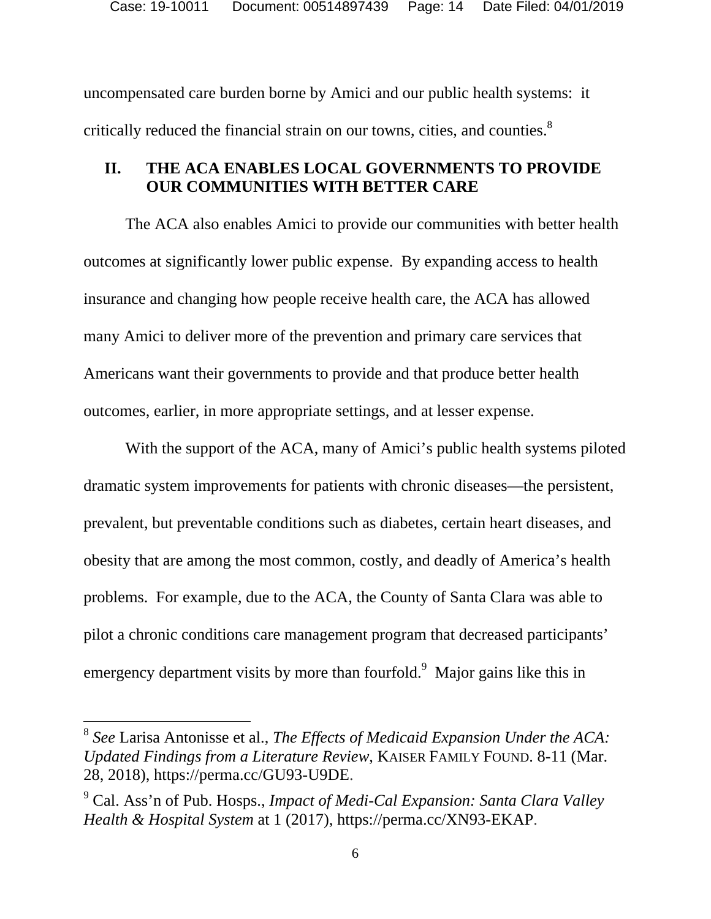uncompensated care burden borne by Amici and our public health systems: it critically reduced the financial strain on our towns, cities, and counties.[8]

## II. THE ACA ENABLES LOCAL GOVERNMENTS TO PROVIDE OUR COMMUNITIES WITH BETTER CARE

The ACA also enables Amici to provide our communities with better health outcomes at significantly lower public expense. By expanding access to health insurance and changing how people receive health care, the ACA has allowed many Amici to deliver more of the prevention and primary care services that Americans want their governments to provide and that produce better health outcomes, earlier, in more appropriate settings, and at lesser expense.

With the support of the ACA, many of Amici's public health systems piloted dramatic system improvements for patients with chronic diseases—the persistent, prevalent, but preventable conditions such as diabetes, certain heart diseases, and obesity that are among the most common, costly, and deadly of America's health problems. For example, due to the ACA, the County of Santa Clara was able to pilot a chronic conditions care management program that decreased participants' emergency department visits by more than fourfold.[9] Major gains like this in

---

[8] *See* Larisa Antonisse et al., *The Effects of Medicaid Expansion Under the ACA: Updated Findings from a Literature Review*, KAISER FAMILY FOUND. 8-11 (Mar. 28, 2018), https://perma.cc/GU93-U9DE.

[9] Cal. Ass'n of Pub. Hosps., *Impact of Medi-Cal Expansion: Santa Clara Valley Health & Hospital System* at 1 (2017), https://perma.cc/XN93-EKAP.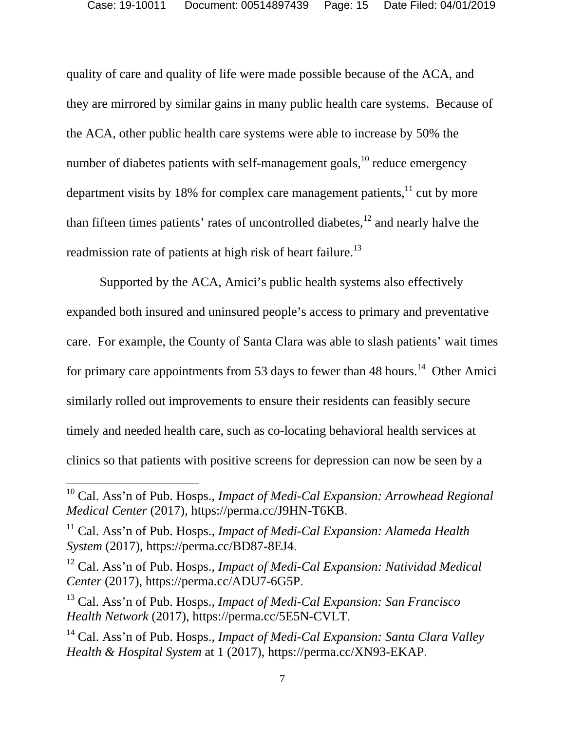quality of care and quality of life were made possible because of the ACA, and they are mirrored by similar gains in many public health care systems. Because of the ACA, other public health care systems were able to increase by 50% the number of diabetes patients with self-management goals,[10] reduce emergency department visits by 18% for complex care management patients,[11] cut by more than fifteen times patients' rates of uncontrolled diabetes,[12] and nearly halve the readmission rate of patients at high risk of heart failure.[13]

Supported by the ACA, Amici's public health systems also effectively expanded both insured and uninsured people's access to primary and preventative care. For example, the County of Santa Clara was able to slash patients' wait times for primary care appointments from 53 days to fewer than 48 hours.[14] Other Amici similarly rolled out improvements to ensure their residents can feasibly secure timely and needed health care, such as co-locating behavioral health services at clinics so that patients with positive screens for depression can now be seen by a

---

[10] Cal. Ass'n of Pub. Hosps., *Impact of Medi-Cal Expansion: Arrowhead Regional Medical Center* (2017), https://perma.cc/J9HN-T6KB.

[11] Cal. Ass'n of Pub. Hosps., *Impact of Medi-Cal Expansion: Alameda Health System* (2017), https://perma.cc/BD87-8EJ4.

[12] Cal. Ass'n of Pub. Hosps., *Impact of Medi-Cal Expansion: Natividad Medical Center* (2017), https://perma.cc/ADU7-6G5P.

[13] Cal. Ass'n of Pub. Hosps., *Impact of Medi-Cal Expansion: San Francisco Health Network* (2017), https://perma.cc/5E5N-CVLT.

[14] Cal. Ass'n of Pub. Hosps., *Impact of Medi-Cal Expansion: Santa Clara Valley Health & Hospital System* at 1 (2017), https://perma.cc/XN93-EKAP.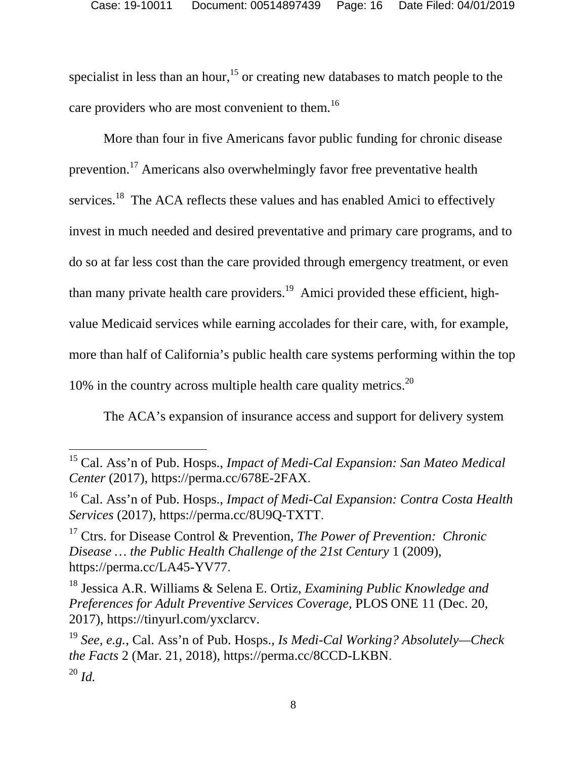specialist in less than an hour,[15] or creating new databases to match people to the care providers who are most convenient to them.[16]

More than four in five Americans favor public funding for chronic disease prevention.[17] Americans also overwhelmingly favor free preventative health services.[18] The ACA reflects these values and has enabled Amici to effectively invest in much needed and desired preventative and primary care programs, and to do so at far less cost than the care provided through emergency treatment, or even than many private health care providers.[19] Amici provided these efficient, high-value Medicaid services while earning accolades for their care, with, for example, more than half of California's public health care systems performing within the top 10% in the country across multiple health care quality metrics.[20]

The ACA's expansion of insurance access and support for delivery system

---

[15] Cal. Ass'n of Pub. Hosps., *Impact of Medi-Cal Expansion: San Mateo Medical Center* (2017), https://perma.cc/678E-2FAX.

[16] Cal. Ass'n of Pub. Hosps., *Impact of Medi-Cal Expansion: Contra Costa Health Services* (2017), https://perma.cc/8U9Q-TXTT.

[17] Ctrs. for Disease Control & Prevention, *The Power of Prevention: Chronic Disease … the Public Health Challenge of the 21st Century* 1 (2009), https://perma.cc/LA45-YV77.

[18] Jessica A.R. Williams & Selena E. Ortiz, *Examining Public Knowledge and Preferences for Adult Preventive Services Coverage*, PLOS ONE 11 (Dec. 20, 2017), https://tinyurl.com/yxclarcv.

[19] *See, e.g.*, Cal. Ass'n of Pub. Hosps., *Is Medi-Cal Working? Absolutely—Check the Facts* 2 (Mar. 21, 2018), https://perma.cc/8CCD-LKBN.

[20] *Id.*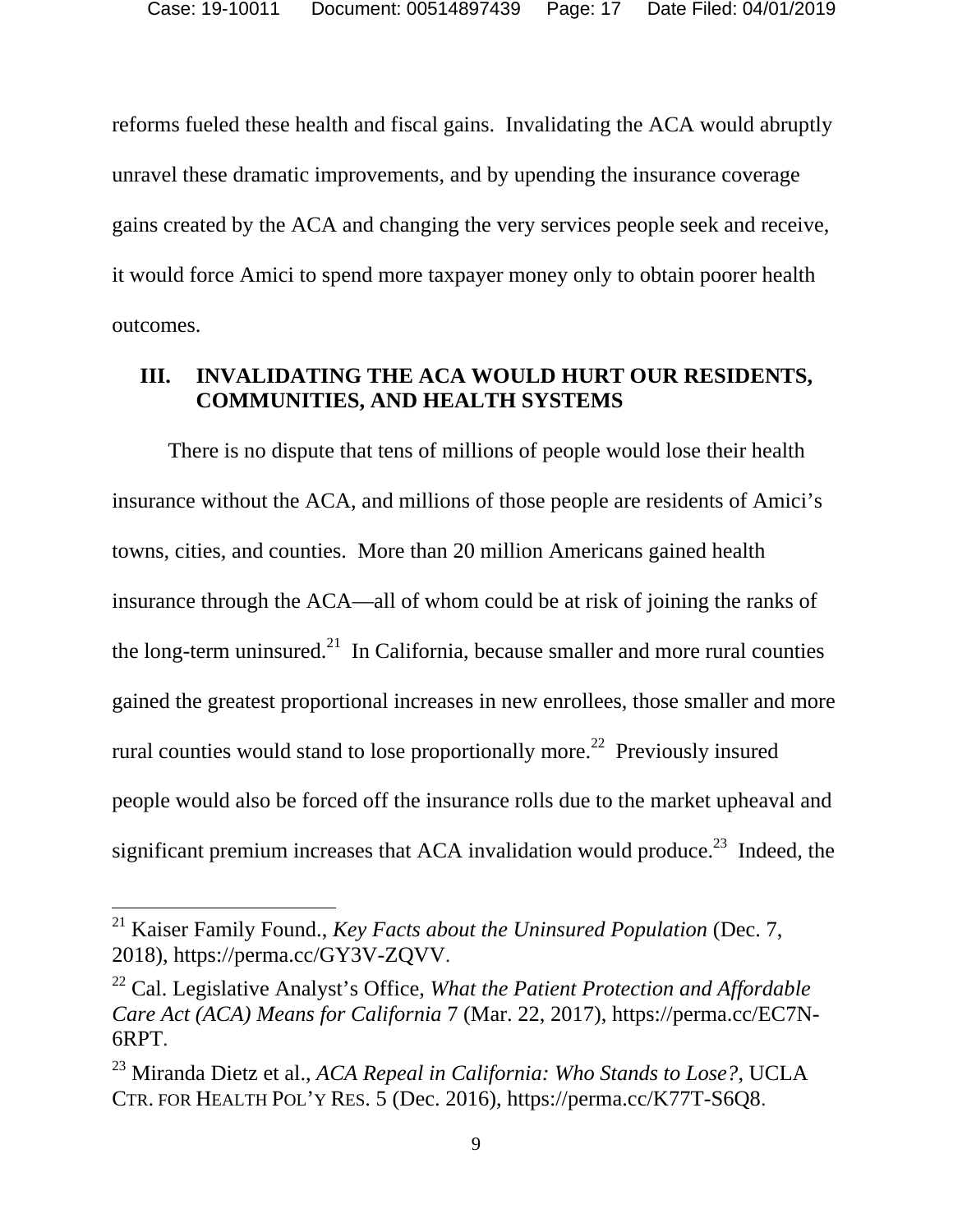reforms fueled these health and fiscal gains. Invalidating the ACA would abruptly unravel these dramatic improvements, and by upending the insurance coverage gains created by the ACA and changing the very services people seek and receive, it would force Amici to spend more taxpayer money only to obtain poorer health outcomes.

## III. INVALIDATING THE ACA WOULD HURT OUR RESIDENTS, COMMUNITIES, AND HEALTH SYSTEMS

There is no dispute that tens of millions of people would lose their health insurance without the ACA, and millions of those people are residents of Amici's towns, cities, and counties. More than 20 million Americans gained health insurance through the ACA—all of whom could be at risk of joining the ranks of the long-term uninsured.[21] In California, because smaller and more rural counties gained the greatest proportional increases in new enrollees, those smaller and more rural counties would stand to lose proportionally more.[22] Previously insured people would also be forced off the insurance rolls due to the market upheaval and significant premium increases that ACA invalidation would produce.[23] Indeed, the

---

[21] Kaiser Family Found., *Key Facts about the Uninsured Population* (Dec. 7, 2018), https://perma.cc/GY3V-ZQVV.

[22] Cal. Legislative Analyst's Office, *What the Patient Protection and Affordable Care Act (ACA) Means for California* 7 (Mar. 22, 2017), https://perma.cc/EC7N-6RPT.

[23] Miranda Dietz et al., *ACA Repeal in California: Who Stands to Lose?*, UCLA CTR. FOR HEALTH POL'Y RES. 5 (Dec. 2016), https://perma.cc/K77T-S6Q8.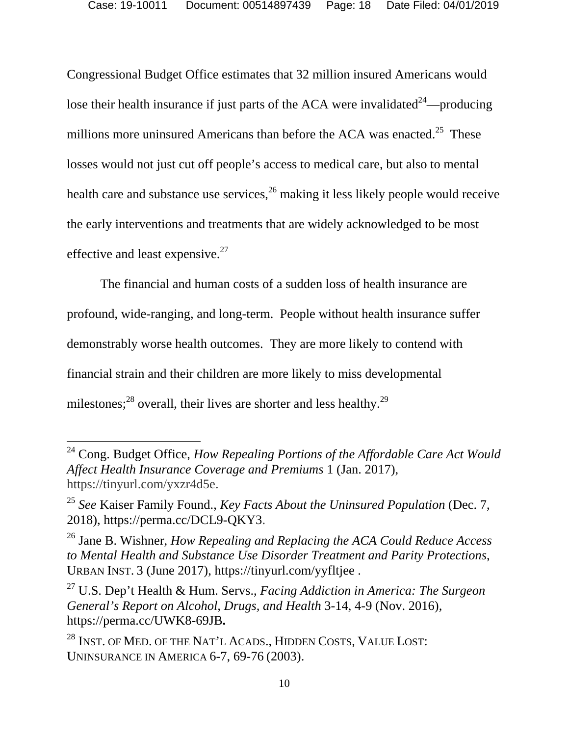Congressional Budget Office estimates that 32 million insured Americans would lose their health insurance if just parts of the ACA were invalidated[24]—producing millions more uninsured Americans than before the ACA was enacted.[25] These losses would not just cut off people's access to medical care, but also to mental health care and substance use services,[26] making it less likely people would receive the early interventions and treatments that are widely acknowledged to be most effective and least expensive.[27]

The financial and human costs of a sudden loss of health insurance are profound, wide-ranging, and long-term. People without health insurance suffer demonstrably worse health outcomes. They are more likely to contend with financial strain and their children are more likely to miss developmental milestones;[28] overall, their lives are shorter and less healthy.[29]

---

[24] Cong. Budget Office, *How Repealing Portions of the Affordable Care Act Would Affect Health Insurance Coverage and Premiums* 1 (Jan. 2017), https://tinyurl.com/yxzr4d5e.

[25] *See* Kaiser Family Found., *Key Facts About the Uninsured Population* (Dec. 7, 2018), https://perma.cc/DCL9-QKY3.

[26] Jane B. Wishner, *How Repealing and Replacing the ACA Could Reduce Access to Mental Health and Substance Use Disorder Treatment and Parity Protections*, URBAN INST. 3 (June 2017), https://tinyurl.com/yyfltjee .

[27] U.S. Dep't Health & Hum. Servs., *Facing Addiction in America: The Surgeon General's Report on Alcohol, Drugs, and Health* 3-14, 4-9 (Nov. 2016), https://perma.cc/UWK8-69JB.

[28] INST. OF MED. OF THE NAT'L ACADS., HIDDEN COSTS, VALUE LOST: UNINSURANCE IN AMERICA 6-7, 69-76 (2003).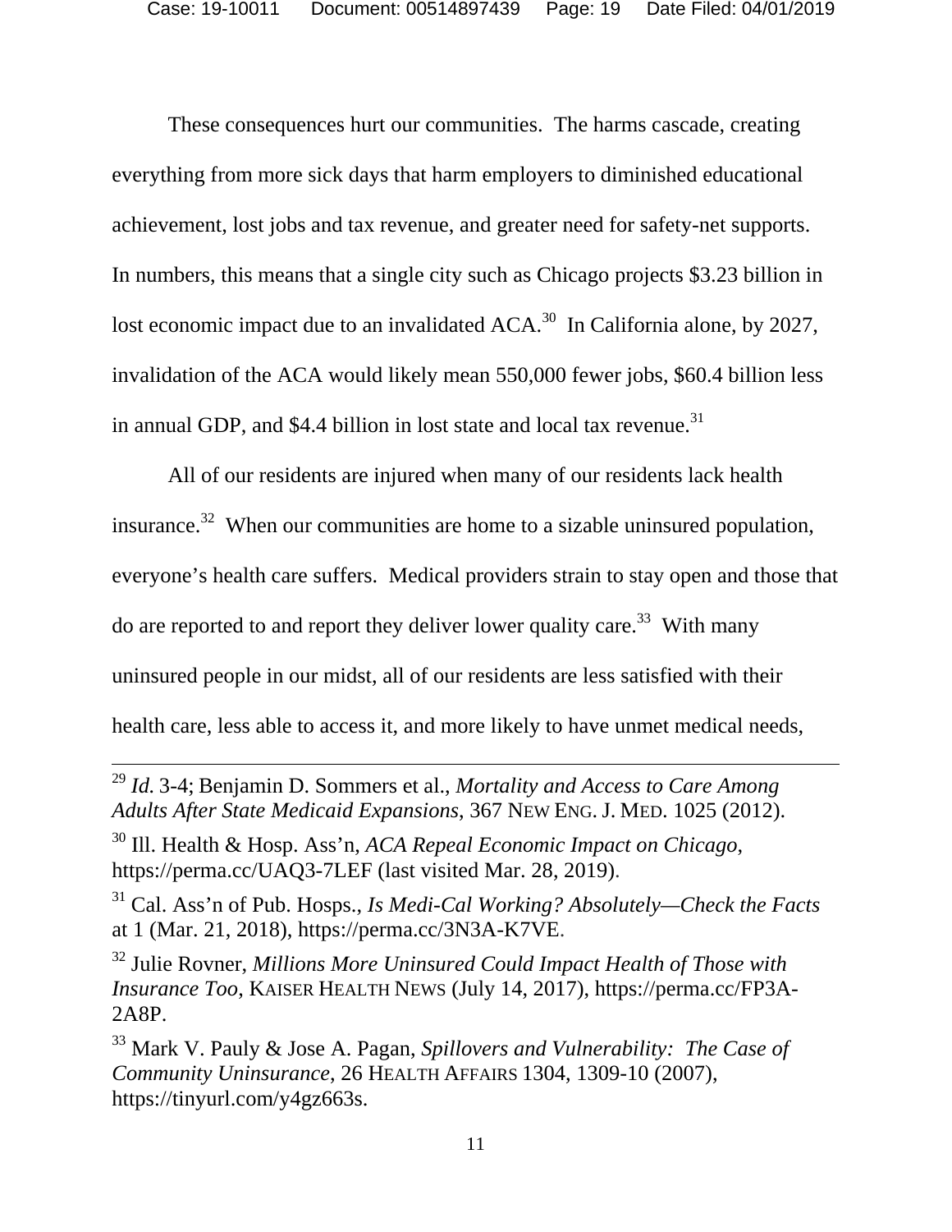These consequences hurt our communities. The harms cascade, creating everything from more sick days that harm employers to diminished educational achievement, lost jobs and tax revenue, and greater need for safety-net supports. In numbers, this means that a single city such as Chicago projects $3.23 billion in lost economic impact due to an invalidated ACA.[30] In California alone, by 2027, invalidation of the ACA would likely mean 550,000 fewer jobs, $60.4 billion less in annual GDP, and $4.4 billion in lost state and local tax revenue.[31]

All of our residents are injured when many of our residents lack health insurance.[32] When our communities are home to a sizable uninsured population, everyone's health care suffers. Medical providers strain to stay open and those that do are reported to and report they deliver lower quality care.[33] With many uninsured people in our midst, all of our residents are less satisfied with their health care, less able to access it, and more likely to have unmet medical needs,

---

[29] *Id.* 3-4; Benjamin D. Sommers et al., *Mortality and Access to Care Among Adults After State Medicaid Expansions*, 367 NEW ENG. J. MED. 1025 (2012).

[30] Ill. Health & Hosp. Ass'n, *ACA Repeal Economic Impact on Chicago*, https://perma.cc/UAQ3-7LEF (last visited Mar. 28, 2019).

[31] Cal. Ass'n of Pub. Hosps., *Is Medi-Cal Working? Absolutely—Check the Facts* at 1 (Mar. 21, 2018), https://perma.cc/3N3A-K7VE.

[32] Julie Rovner, *Millions More Uninsured Could Impact Health of Those with Insurance Too*, KAISER HEALTH NEWS (July 14, 2017), https://perma.cc/FP3A-2A8P.

[33] Mark V. Pauly & Jose A. Pagan, *Spillovers and Vulnerability: The Case of Community Uninsurance*, 26 HEALTH AFFAIRS 1304, 1309-10 (2007), https://tinyurl.com/y4gz663s.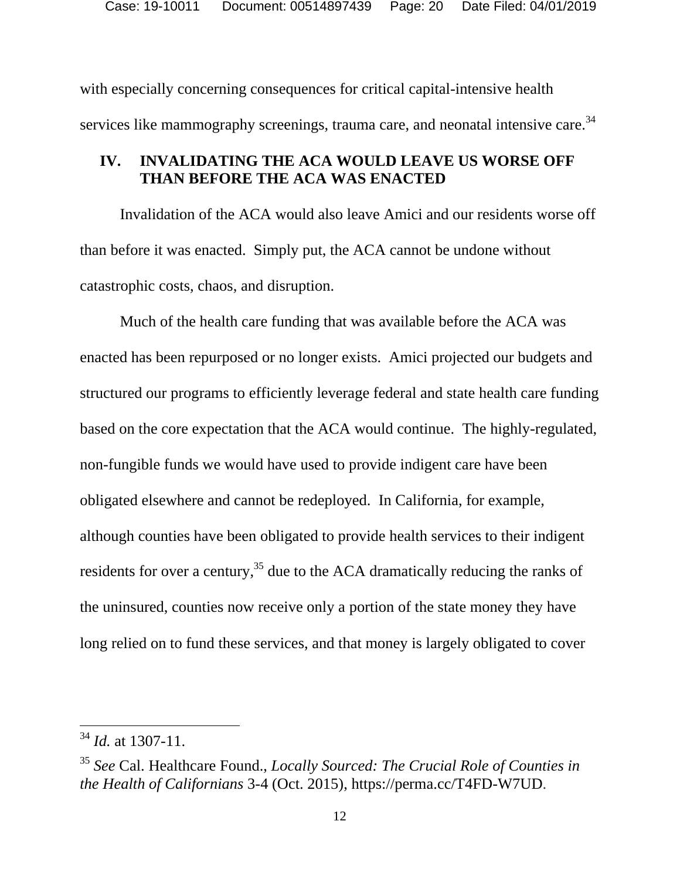with especially concerning consequences for critical capital-intensive health services like mammography screenings, trauma care, and neonatal intensive care.[34]

## IV. INVALIDATING THE ACA WOULD LEAVE US WORSE OFF THAN BEFORE THE ACA WAS ENACTED

Invalidation of the ACA would also leave Amici and our residents worse off than before it was enacted. Simply put, the ACA cannot be undone without catastrophic costs, chaos, and disruption.

Much of the health care funding that was available before the ACA was enacted has been repurposed or no longer exists. Amici projected our budgets and structured our programs to efficiently leverage federal and state health care funding based on the core expectation that the ACA would continue. The highly-regulated, non-fungible funds we would have used to provide indigent care have been obligated elsewhere and cannot be redeployed. In California, for example, although counties have been obligated to provide health services to their indigent residents for over a century,[35] due to the ACA dramatically reducing the ranks of the uninsured, counties now receive only a portion of the state money they have long relied on to fund these services, and that money is largely obligated to cover

---

[34] *Id.* at 1307-11.

[35] *See* Cal. Healthcare Found., *Locally Sourced: The Crucial Role of Counties in the Health of Californians* 3-4 (Oct. 2015), https://perma.cc/T4FD-W7UD.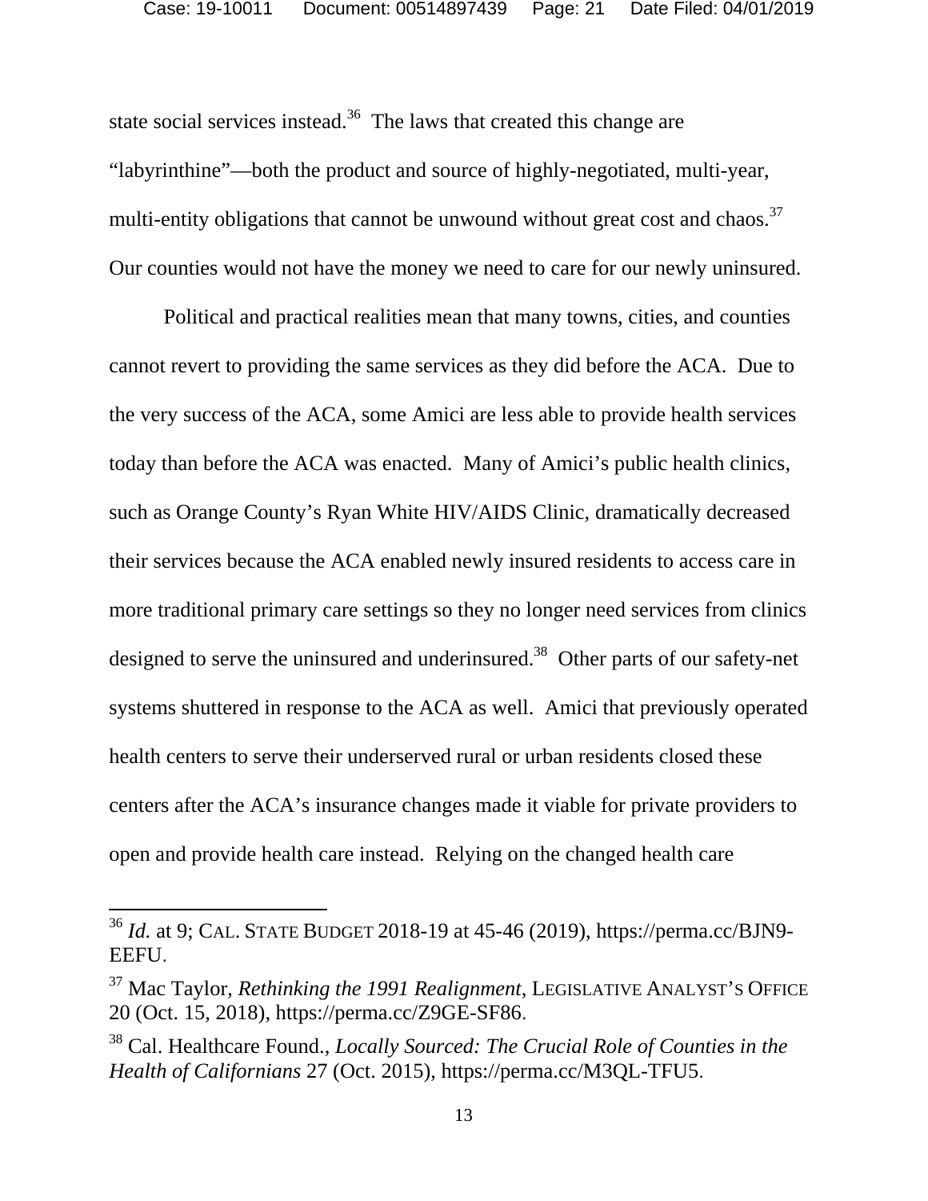state social services instead.[36] The laws that created this change are "labyrinthine"—both the product and source of highly-negotiated, multi-year, multi-entity obligations that cannot be unwound without great cost and chaos.[37] Our counties would not have the money we need to care for our newly uninsured.

Political and practical realities mean that many towns, cities, and counties cannot revert to providing the same services as they did before the ACA. Due to the very success of the ACA, some Amici are less able to provide health services today than before the ACA was enacted. Many of Amici's public health clinics, such as Orange County's Ryan White HIV/AIDS Clinic, dramatically decreased their services because the ACA enabled newly insured residents to access care in more traditional primary care settings so they no longer need services from clinics designed to serve the uninsured and underinsured.[38] Other parts of our safety-net systems shuttered in response to the ACA as well. Amici that previously operated health centers to serve their underserved rural or urban residents closed these centers after the ACA's insurance changes made it viable for private providers to open and provide health care instead. Relying on the changed health care

---

[36] *Id.* at 9; CAL. STATE BUDGET 2018-19 at 45-46 (2019), https://perma.cc/BJN9-EEFU.

[37] Mac Taylor, *Rethinking the 1991 Realignment*, LEGISLATIVE ANALYST'S OFFICE 20 (Oct. 15, 2018), https://perma.cc/Z9GE-SF86.

[38] Cal. Healthcare Found., *Locally Sourced: The Crucial Role of Counties in the Health of Californians* 27 (Oct. 2015), https://perma.cc/M3QL-TFU5.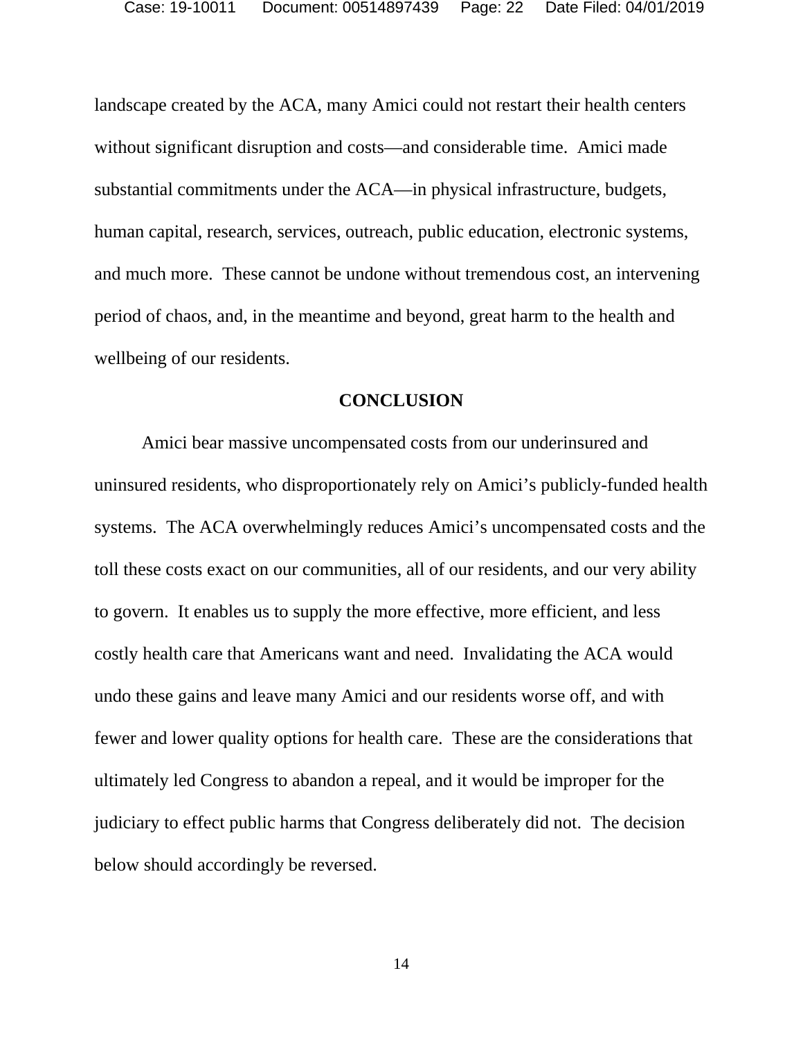landscape created by the ACA, many Amici could not restart their health centers without significant disruption and costs—and considerable time. Amici made substantial commitments under the ACA—in physical infrastructure, budgets, human capital, research, services, outreach, public education, electronic systems, and much more. These cannot be undone without tremendous cost, an intervening period of chaos, and, in the meantime and beyond, great harm to the health and wellbeing of our residents.

## CONCLUSION

Amici bear massive uncompensated costs from our underinsured and uninsured residents, who disproportionately rely on Amici's publicly-funded health systems. The ACA overwhelmingly reduces Amici's uncompensated costs and the toll these costs exact on our communities, all of our residents, and our very ability to govern. It enables us to supply the more effective, more efficient, and less costly health care that Americans want and need. Invalidating the ACA would undo these gains and leave many Amici and our residents worse off, and with fewer and lower quality options for health care. These are the considerations that ultimately led Congress to abandon a repeal, and it would be improper for the judiciary to effect public harms that Congress deliberately did not. The decision below should accordingly be reversed.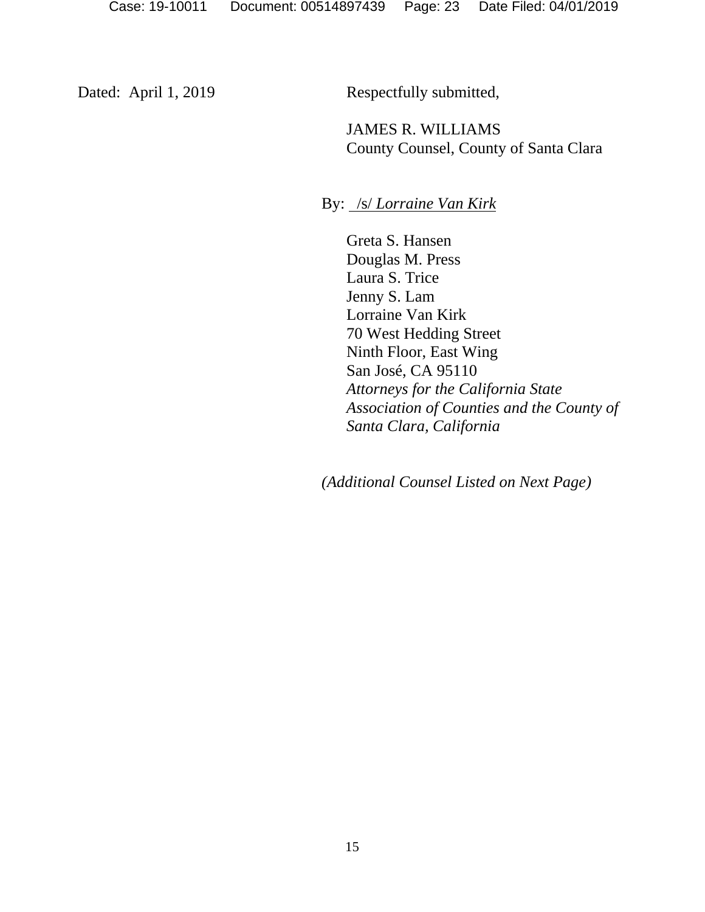Dated: April 1, 2019

Respectfully submitted,

JAMES R. WILLIAMS
County Counsel, County of Santa Clara

By: /s/ *Lorraine Van Kirk*

Greta S. Hansen
Douglas M. Press
Laura S. Trice
Jenny S. Lam
Lorraine Van Kirk
70 West Hedding Street
Ninth Floor, East Wing
San José, CA 95110
*Attorneys for the California State Association of Counties and the County of Santa Clara, California*

*(Additional Counsel Listed on Next Page)*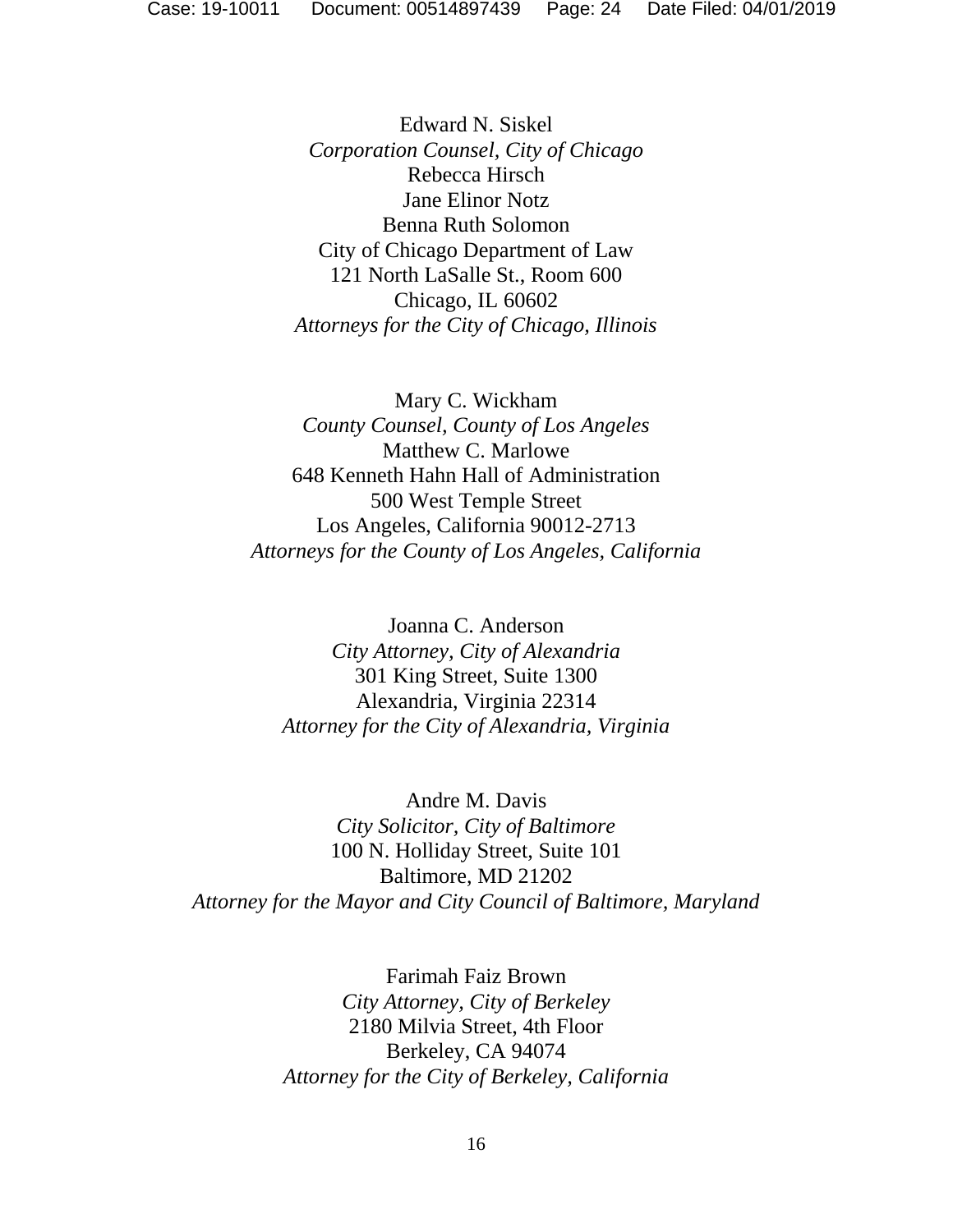Edward N. Siskel
*Corporation Counsel, City of Chicago*
Rebecca Hirsch
Jane Elinor Notz
Benna Ruth Solomon
City of Chicago Department of Law
121 North LaSalle St., Room 600
Chicago, IL 60602
*Attorneys for the City of Chicago, Illinois*

Mary C. Wickham
*County Counsel, County of Los Angeles*
Matthew C. Marlowe
648 Kenneth Hahn Hall of Administration
500 West Temple Street
Los Angeles, California 90012-2713
*Attorneys for the County of Los Angeles, California*

Joanna C. Anderson
*City Attorney, City of Alexandria*
301 King Street, Suite 1300
Alexandria, Virginia 22314
*Attorney for the City of Alexandria, Virginia*

Andre M. Davis
*City Solicitor, City of Baltimore*
100 N. Holliday Street, Suite 101
Baltimore, MD 21202
*Attorney for the Mayor and City Council of Baltimore, Maryland*

Farimah Faiz Brown
*City Attorney, City of Berkeley*
2180 Milvia Street, 4th Floor
Berkeley, CA 94074
*Attorney for the City of Berkeley, California*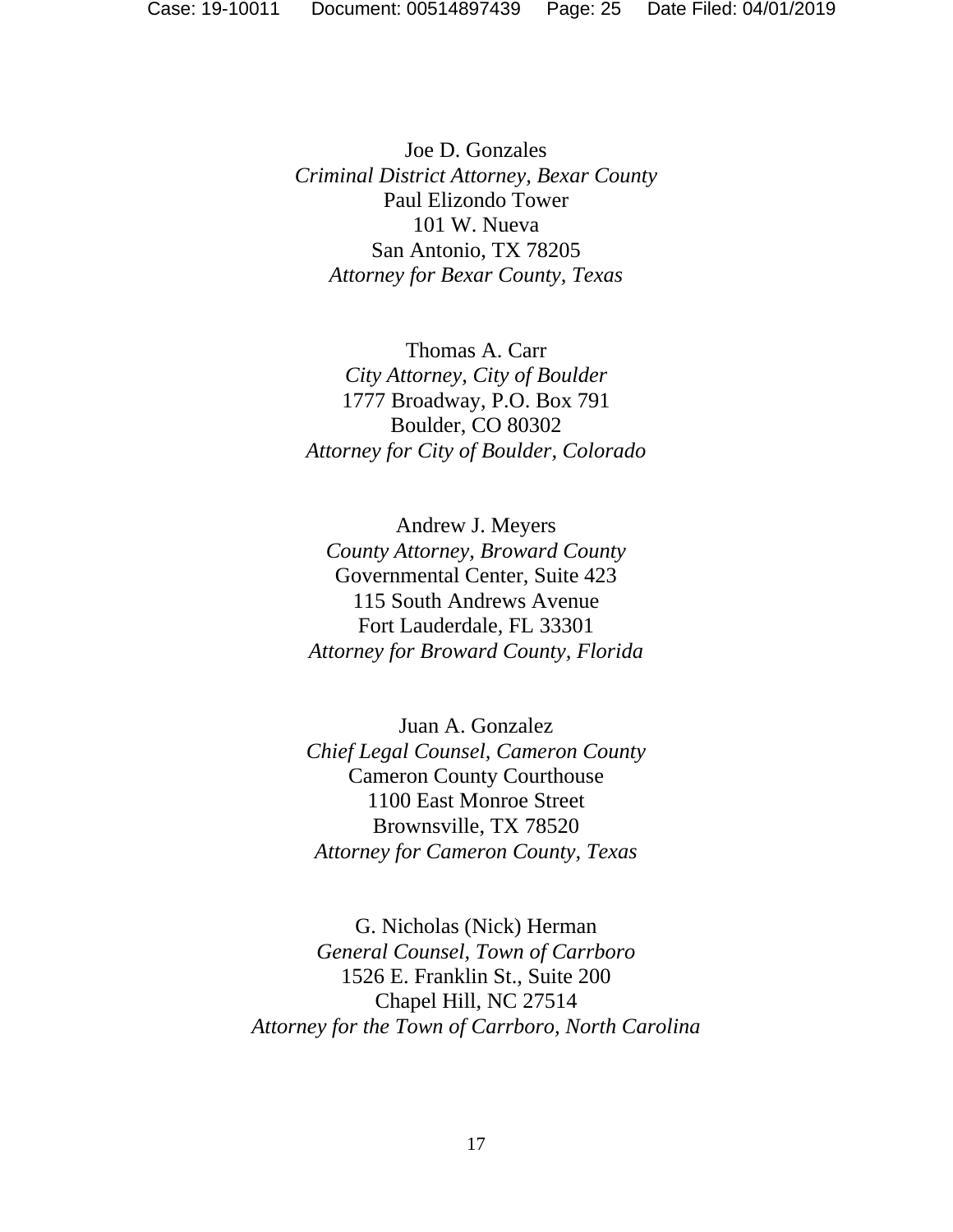Joe D. Gonzales  
*Criminal District Attorney, Bexar County*  
Paul Elizondo Tower  
101 W. Nueva  
San Antonio, TX 78205  
*Attorney for Bexar County, Texas*

Thomas A. Carr  
*City Attorney, City of Boulder*  
1777 Broadway, P.O. Box 791  
Boulder, CO 80302  
*Attorney for City of Boulder, Colorado*

Andrew J. Meyers  
*County Attorney, Broward County*  
Governmental Center, Suite 423  
115 South Andrews Avenue  
Fort Lauderdale, FL 33301  
*Attorney for Broward County, Florida*

Juan A. Gonzalez  
*Chief Legal Counsel, Cameron County*  
Cameron County Courthouse  
1100 East Monroe Street  
Brownsville, TX 78520  
*Attorney for Cameron County, Texas*

G. Nicholas (Nick) Herman  
*General Counsel, Town of Carrboro*  
1526 E. Franklin St., Suite 200  
Chapel Hill, NC 27514  
*Attorney for the Town of Carrboro, North Carolina*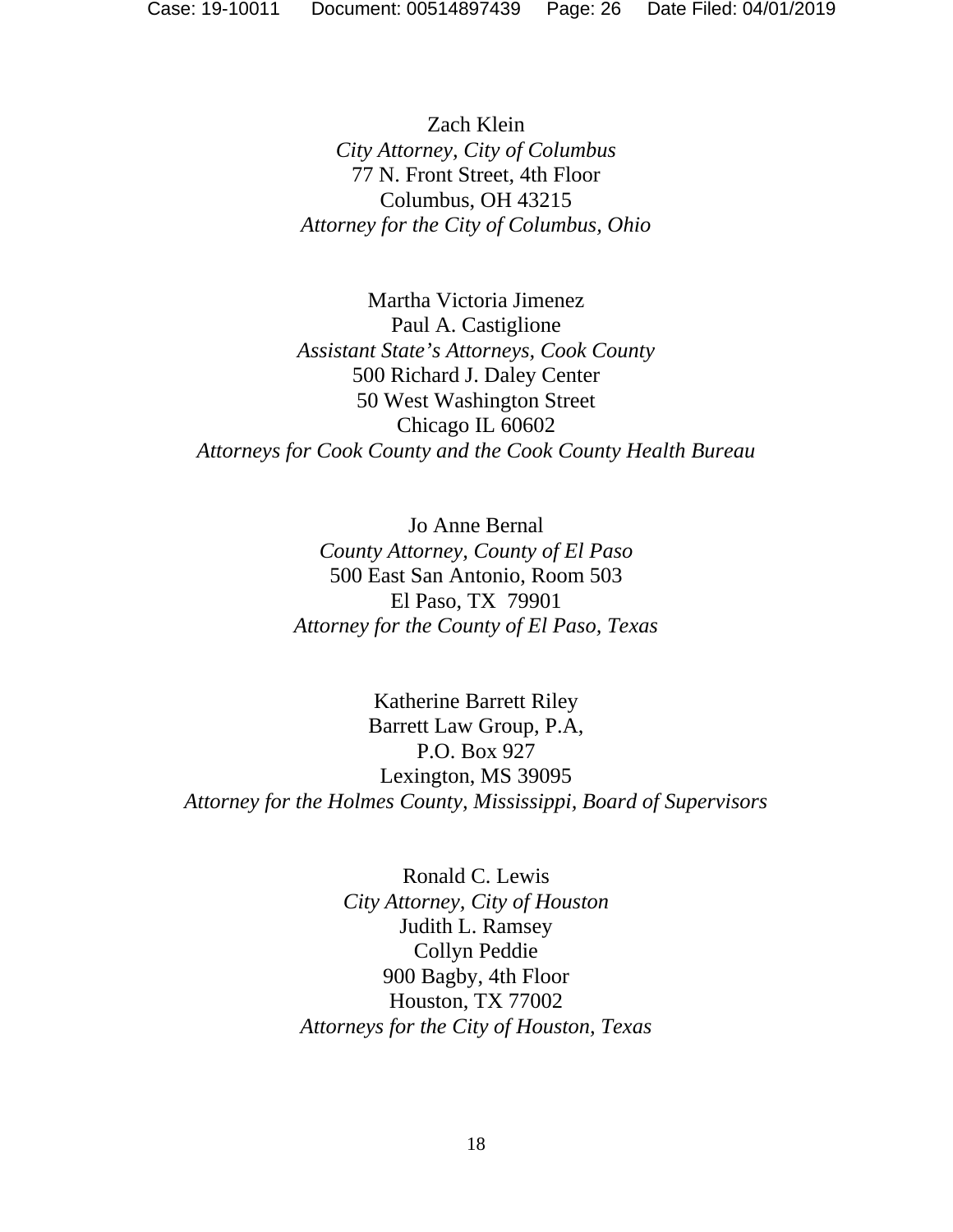Zach Klein
*City Attorney, City of Columbus*
77 N. Front Street, 4th Floor
Columbus, OH 43215
*Attorney for the City of Columbus, Ohio*

Martha Victoria Jimenez
Paul A. Castiglione
*Assistant State's Attorneys, Cook County*
500 Richard J. Daley Center
50 West Washington Street
Chicago IL 60602
*Attorneys for Cook County and the Cook County Health Bureau*

Jo Anne Bernal
*County Attorney, County of El Paso*
500 East San Antonio, Room 503
El Paso, TX 79901
*Attorney for the County of El Paso, Texas*

Katherine Barrett Riley
Barrett Law Group, P.A,
P.O. Box 927
Lexington, MS 39095
*Attorney for the Holmes County, Mississippi, Board of Supervisors*

Ronald C. Lewis
*City Attorney, City of Houston*
Judith L. Ramsey
Collyn Peddie
900 Bagby, 4th Floor
Houston, TX 77002
*Attorneys for the City of Houston, Texas*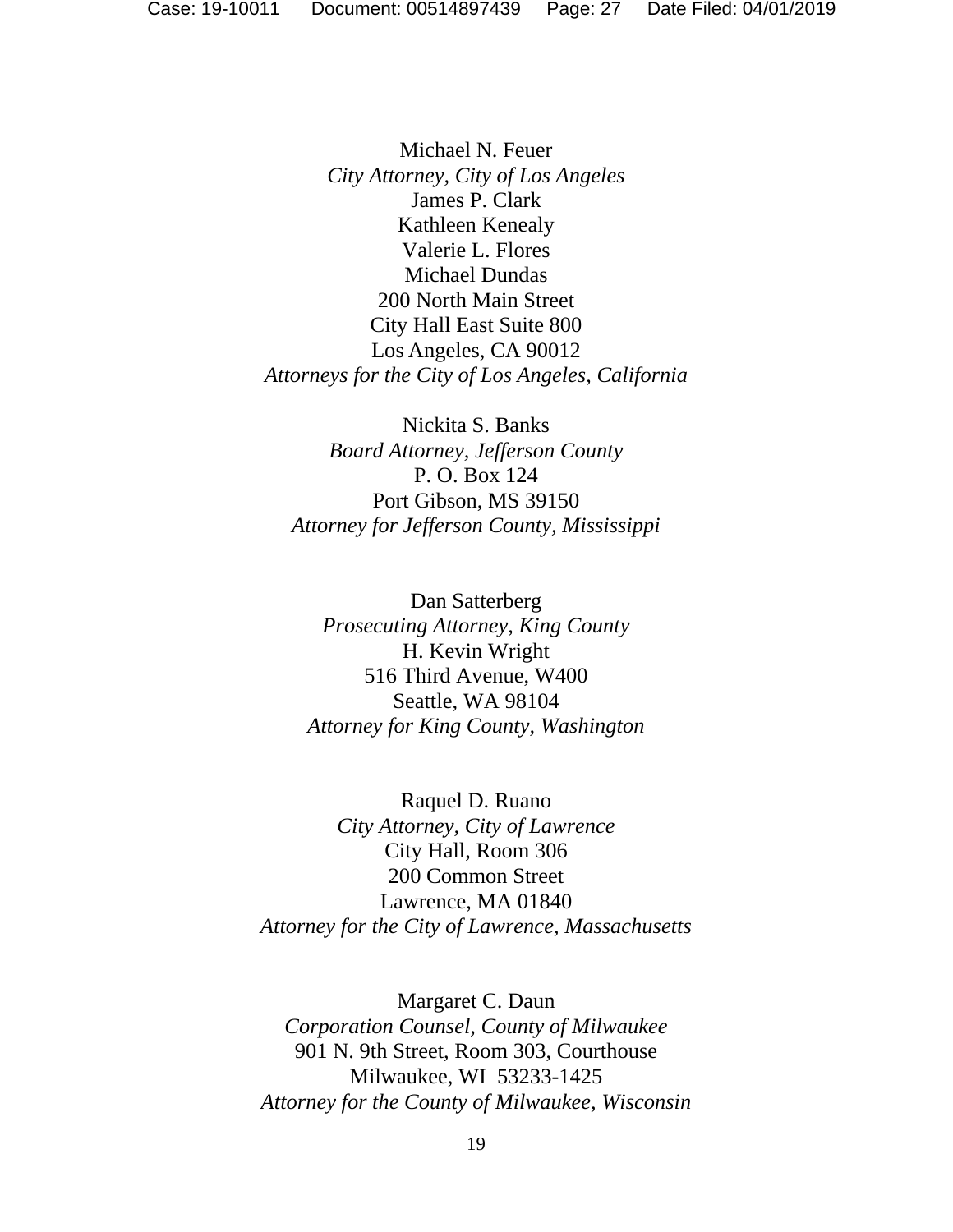Michael N. Feuer
*City Attorney, City of Los Angeles*
James P. Clark
Kathleen Kenealy
Valerie L. Flores
Michael Dundas
200 North Main Street
City Hall East Suite 800
Los Angeles, CA 90012
*Attorneys for the City of Los Angeles, California*

Nickita S. Banks
*Board Attorney, Jefferson County*
P. O. Box 124
Port Gibson, MS 39150
*Attorney for Jefferson County, Mississippi*

Dan Satterberg
*Prosecuting Attorney, King County*
H. Kevin Wright
516 Third Avenue, W400
Seattle, WA 98104
*Attorney for King County, Washington*

Raquel D. Ruano
*City Attorney, City of Lawrence*
City Hall, Room 306
200 Common Street
Lawrence, MA 01840
*Attorney for the City of Lawrence, Massachusetts*

Margaret C. Daun
*Corporation Counsel, County of Milwaukee*
901 N. 9th Street, Room 303, Courthouse
Milwaukee, WI 53233-1425
*Attorney for the County of Milwaukee, Wisconsin*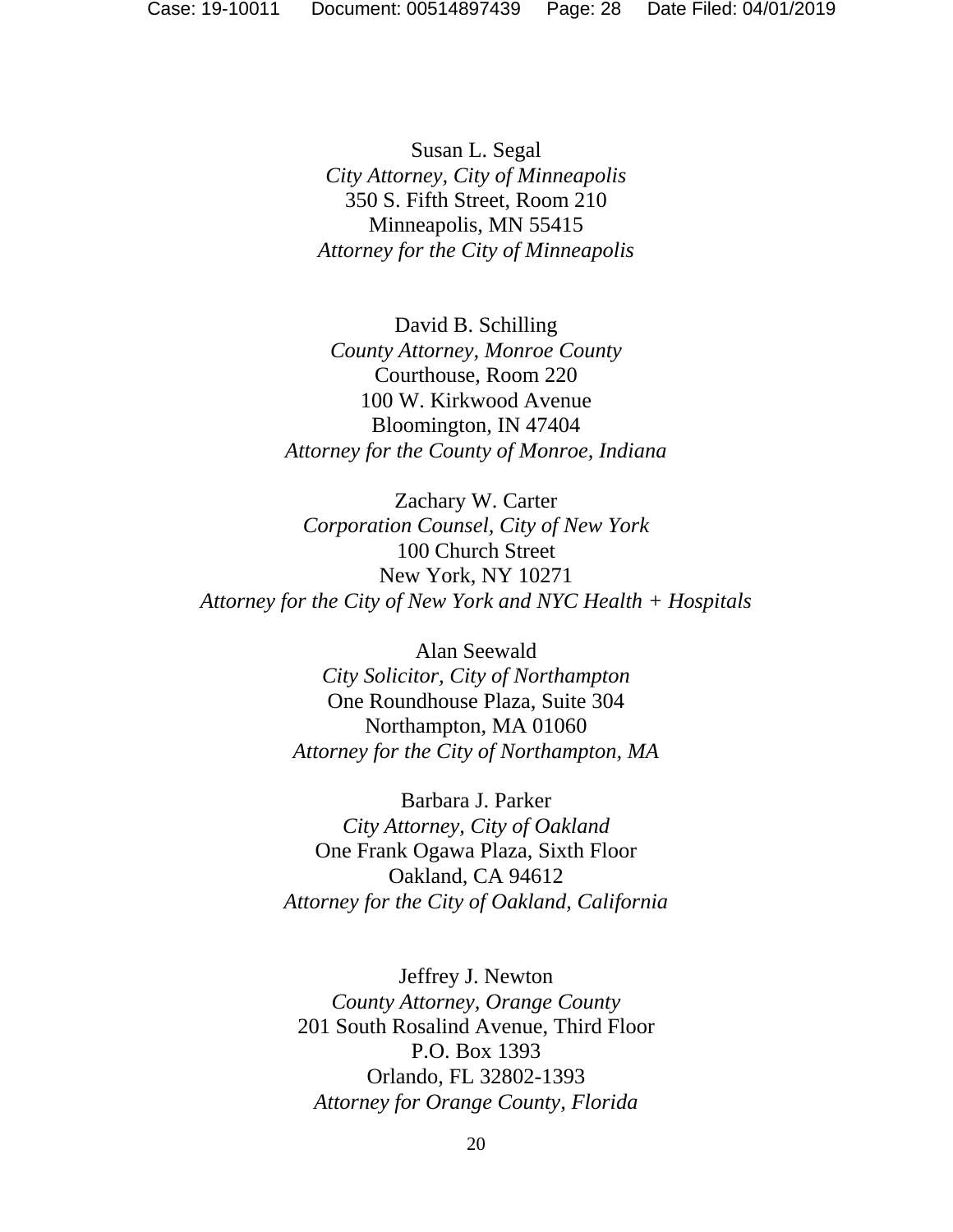Susan L. Segal
*City Attorney, City of Minneapolis*
350 S. Fifth Street, Room 210
Minneapolis, MN 55415
*Attorney for the City of Minneapolis*

David B. Schilling
*County Attorney, Monroe County*
Courthouse, Room 220
100 W. Kirkwood Avenue
Bloomington, IN 47404
*Attorney for the County of Monroe, Indiana*

Zachary W. Carter
*Corporation Counsel, City of New York*
100 Church Street
New York, NY 10271
*Attorney for the City of New York and NYC Health + Hospitals*

Alan Seewald
*City Solicitor, City of Northampton*
One Roundhouse Plaza, Suite 304
Northampton, MA 01060
*Attorney for the City of Northampton, MA*

Barbara J. Parker
*City Attorney, City of Oakland*
One Frank Ogawa Plaza, Sixth Floor
Oakland, CA 94612
*Attorney for the City of Oakland, California*

Jeffrey J. Newton
*County Attorney, Orange County*
201 South Rosalind Avenue, Third Floor
P.O. Box 1393
Orlando, FL 32802-1393
*Attorney for Orange County, Florida*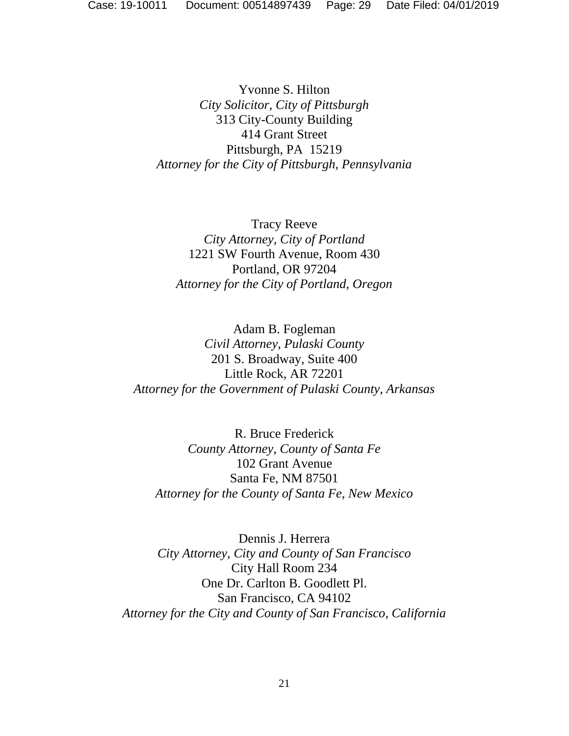Yvonne S. Hilton
*City Solicitor, City of Pittsburgh*
313 City-County Building
414 Grant Street
Pittsburgh, PA 15219
*Attorney for the City of Pittsburgh, Pennsylvania*

Tracy Reeve
*City Attorney, City of Portland*
1221 SW Fourth Avenue, Room 430
Portland, OR 97204
*Attorney for the City of Portland, Oregon*

Adam B. Fogleman
*Civil Attorney, Pulaski County*
201 S. Broadway, Suite 400
Little Rock, AR 72201
*Attorney for the Government of Pulaski County, Arkansas*

R. Bruce Frederick
*County Attorney, County of Santa Fe*
102 Grant Avenue
Santa Fe, NM 87501
*Attorney for the County of Santa Fe, New Mexico*

Dennis J. Herrera
*City Attorney, City and County of San Francisco*
City Hall Room 234
One Dr. Carlton B. Goodlett Pl.
San Francisco, CA 94102
*Attorney for the City and County of San Francisco, California*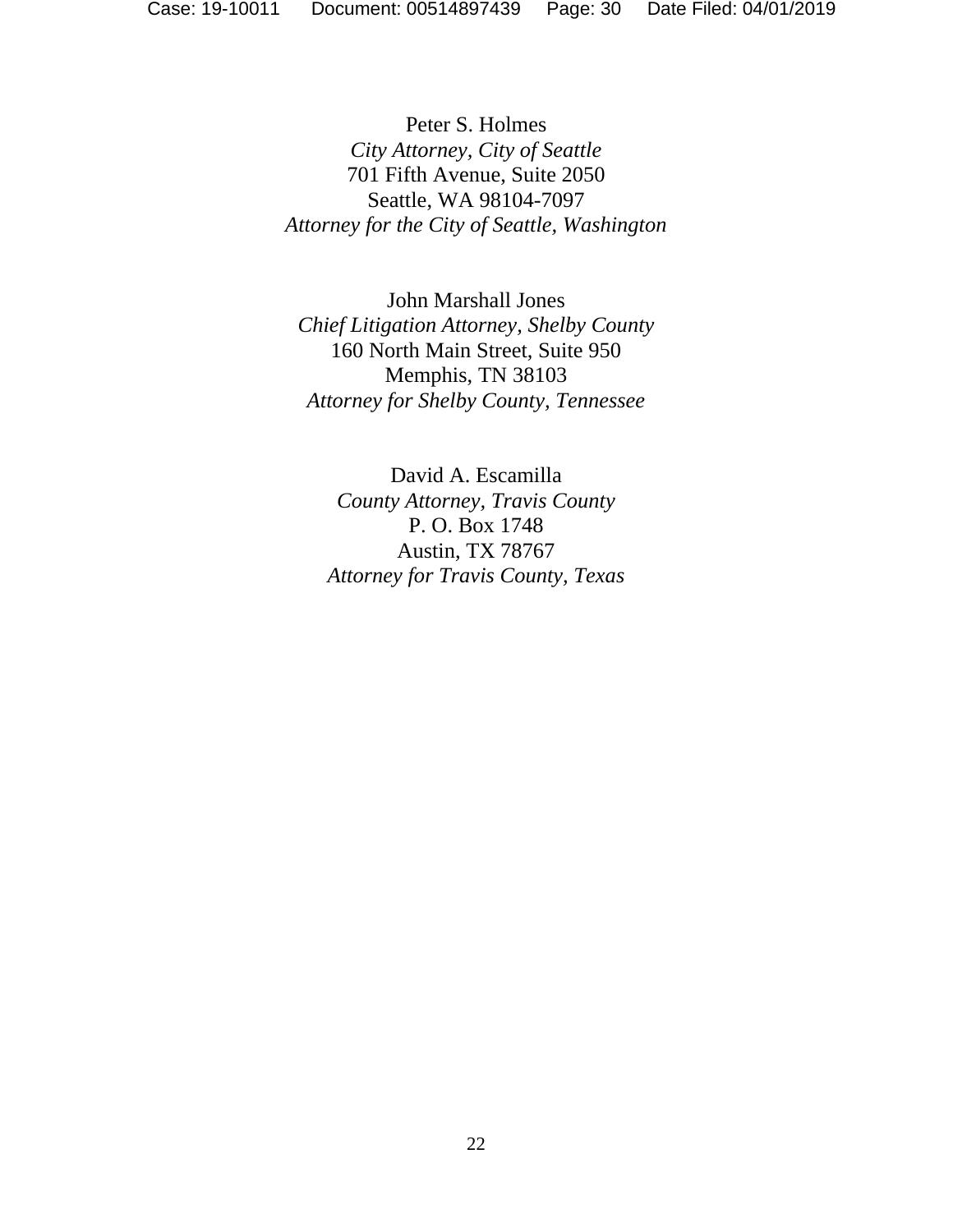Peter S. Holmes  
*City Attorney, City of Seattle*  
701 Fifth Avenue, Suite 2050  
Seattle, WA 98104-7097  
*Attorney for the City of Seattle, Washington*

John Marshall Jones  
*Chief Litigation Attorney, Shelby County*  
160 North Main Street, Suite 950  
Memphis, TN 38103  
*Attorney for Shelby County, Tennessee*

David A. Escamilla  
*County Attorney, Travis County*  
P. O. Box 1748  
Austin, TX 78767  
*Attorney for Travis County, Texas*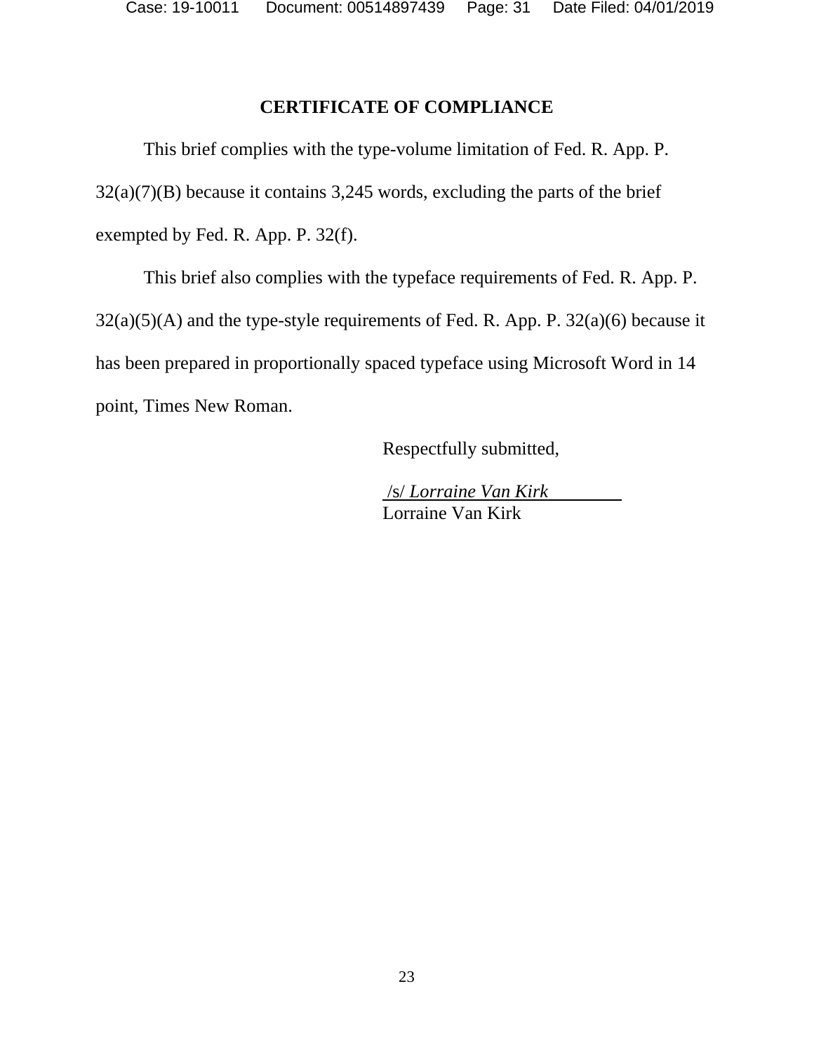## CERTIFICATE OF COMPLIANCE

This brief complies with the type-volume limitation of Fed. R. App. P. 32(a)(7)(B) because it contains 3,245 words, excluding the parts of the brief exempted by Fed. R. App. P. 32(f).

This brief also complies with the typeface requirements of Fed. R. App. P. 32(a)(5)(A) and the type-style requirements of Fed. R. App. P. 32(a)(6) because it has been prepared in proportionally spaced typeface using Microsoft Word in 14 point, Times New Roman.

Respectfully submitted,

/s/ *Lorraine Van Kirk*
Lorraine Van Kirk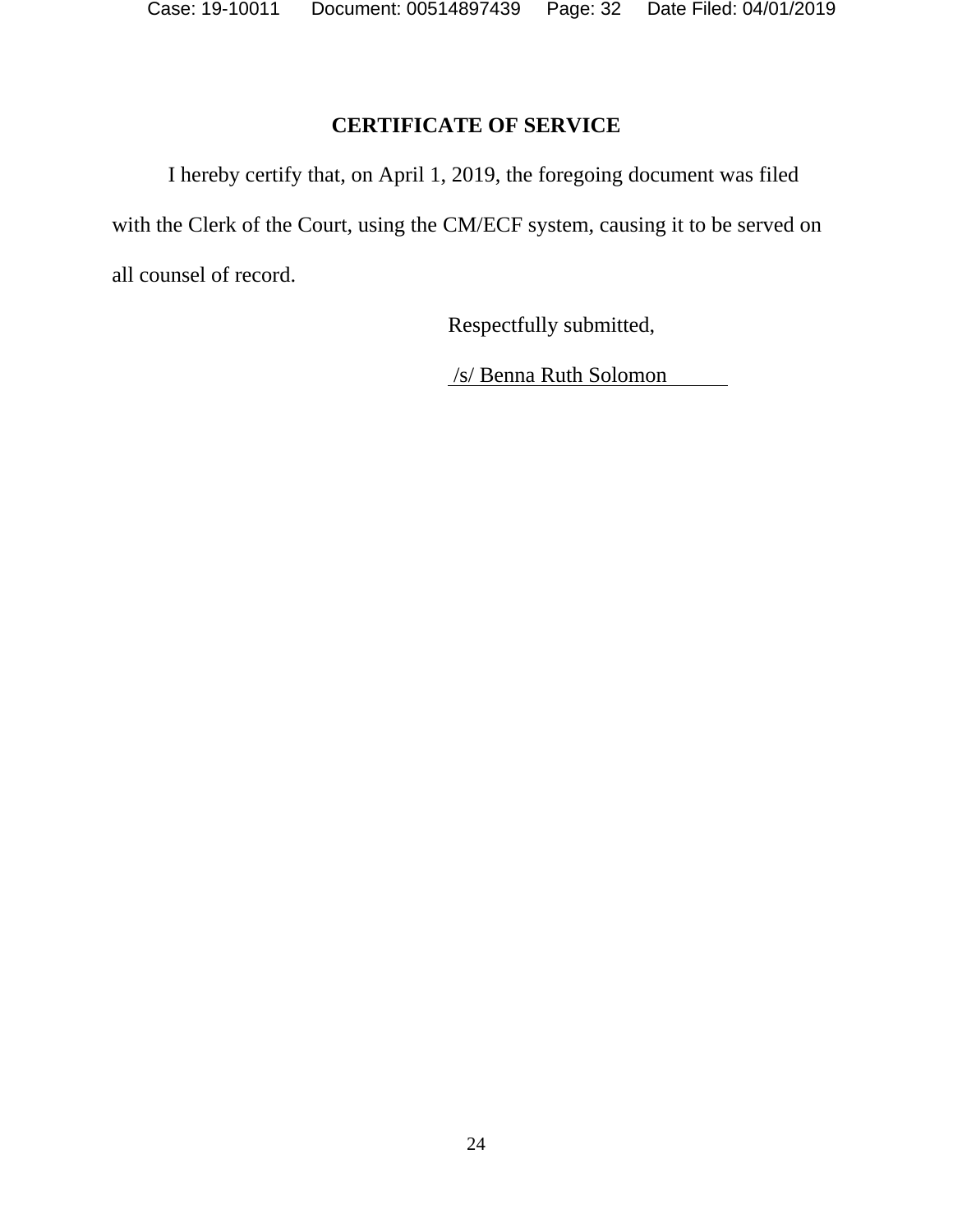## CERTIFICATE OF SERVICE

I hereby certify that, on April 1, 2019, the foregoing document was filed with the Clerk of the Court, using the CM/ECF system, causing it to be served on all counsel of record.

Respectfully submitted,

/s/ Benna Ruth Solomon